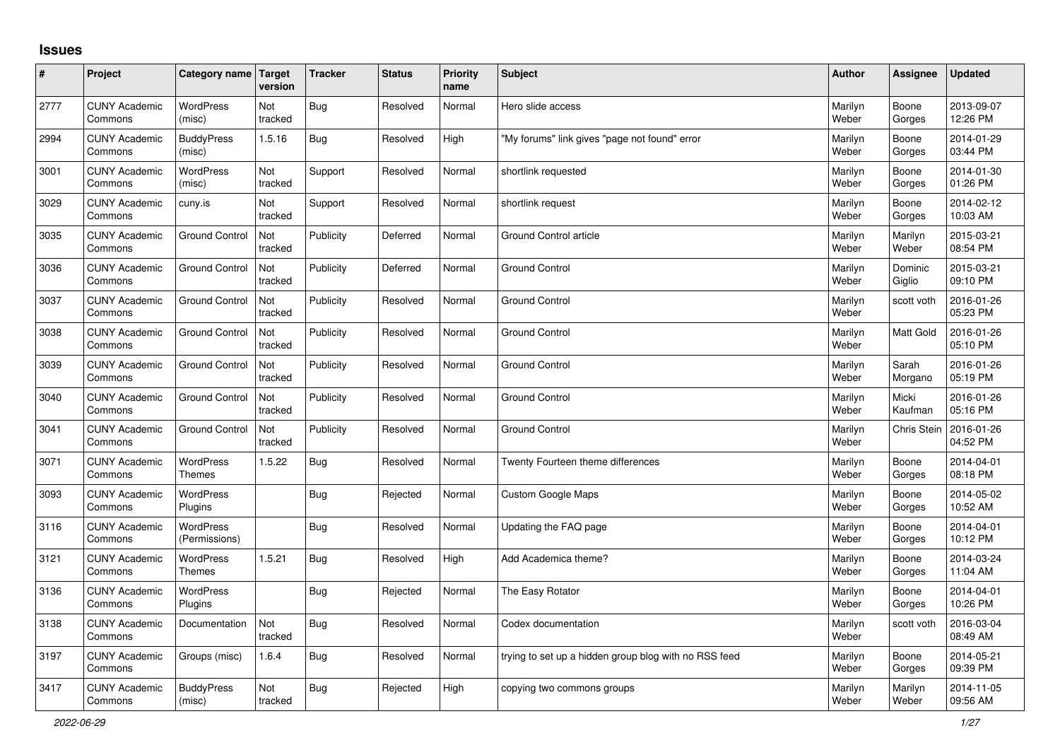# Issues

| # | Project | Category name | Target version | Tracker | Status | Priority name | Subject | Author | Assignee | Updated |
|---|---|---|---|---|---|---|---|---|---|---|
| 2777 | CUNY Academic Commons | WordPress (misc) | Not tracked | Bug | Resolved | Normal | Hero slide access | Marilyn Weber | Boone Gorges | 2013-09-07 12:26 PM |
| 2994 | CUNY Academic Commons | BuddyPress (misc) | 1.5.16 | Bug | Resolved | High | "My forums" link gives "page not found" error | Marilyn Weber | Boone Gorges | 2014-01-29 03:44 PM |
| 3001 | CUNY Academic Commons | WordPress (misc) | Not tracked | Support | Resolved | Normal | shortlink requested | Marilyn Weber | Boone Gorges | 2014-01-30 01:26 PM |
| 3029 | CUNY Academic Commons | cuny.is | Not tracked | Support | Resolved | Normal | shortlink request | Marilyn Weber | Boone Gorges | 2014-02-12 10:03 AM |
| 3035 | CUNY Academic Commons | Ground Control | Not tracked | Publicity | Deferred | Normal | Ground Control article | Marilyn Weber | Marilyn Weber | 2015-03-21 08:54 PM |
| 3036 | CUNY Academic Commons | Ground Control | Not tracked | Publicity | Deferred | Normal | Ground Control | Marilyn Weber | Dominic Giglio | 2015-03-21 09:10 PM |
| 3037 | CUNY Academic Commons | Ground Control | Not tracked | Publicity | Resolved | Normal | Ground Control | Marilyn Weber | scott voth | 2016-01-26 05:23 PM |
| 3038 | CUNY Academic Commons | Ground Control | Not tracked | Publicity | Resolved | Normal | Ground Control | Marilyn Weber | Matt Gold | 2016-01-26 05:10 PM |
| 3039 | CUNY Academic Commons | Ground Control | Not tracked | Publicity | Resolved | Normal | Ground Control | Marilyn Weber | Sarah Morgano | 2016-01-26 05:19 PM |
| 3040 | CUNY Academic Commons | Ground Control | Not tracked | Publicity | Resolved | Normal | Ground Control | Marilyn Weber | Micki Kaufman | 2016-01-26 05:16 PM |
| 3041 | CUNY Academic Commons | Ground Control | Not tracked | Publicity | Resolved | Normal | Ground Control | Marilyn Weber | Chris Stein | 2016-01-26 04:52 PM |
| 3071 | CUNY Academic Commons | WordPress Themes | 1.5.22 | Bug | Resolved | Normal | Twenty Fourteen theme differences | Marilyn Weber | Boone Gorges | 2014-04-01 08:18 PM |
| 3093 | CUNY Academic Commons | WordPress Plugins | | Bug | Rejected | Normal | Custom Google Maps | Marilyn Weber | Boone Gorges | 2014-05-02 10:52 AM |
| 3116 | CUNY Academic Commons | WordPress (Permissions) | | Bug | Resolved | Normal | Updating the FAQ page | Marilyn Weber | Boone Gorges | 2014-04-01 10:12 PM |
| 3121 | CUNY Academic Commons | WordPress Themes | 1.5.21 | Bug | Resolved | High | Add Academica theme? | Marilyn Weber | Boone Gorges | 2014-03-24 11:04 AM |
| 3136 | CUNY Academic Commons | WordPress Plugins | | Bug | Rejected | Normal | The Easy Rotator | Marilyn Weber | Boone Gorges | 2014-04-01 10:26 PM |
| 3138 | CUNY Academic Commons | Documentation | Not tracked | Bug | Resolved | Normal | Codex documentation | Marilyn Weber | scott voth | 2016-03-04 08:49 AM |
| 3197 | CUNY Academic Commons | Groups (misc) | 1.6.4 | Bug | Resolved | Normal | trying to set up a hidden group blog with no RSS feed | Marilyn Weber | Boone Gorges | 2014-05-21 09:39 PM |
| 3417 | CUNY Academic Commons | BuddyPress (misc) | Not tracked | Bug | Rejected | High | copying two commons groups | Marilyn Weber | Marilyn Weber | 2014-11-05 09:56 AM |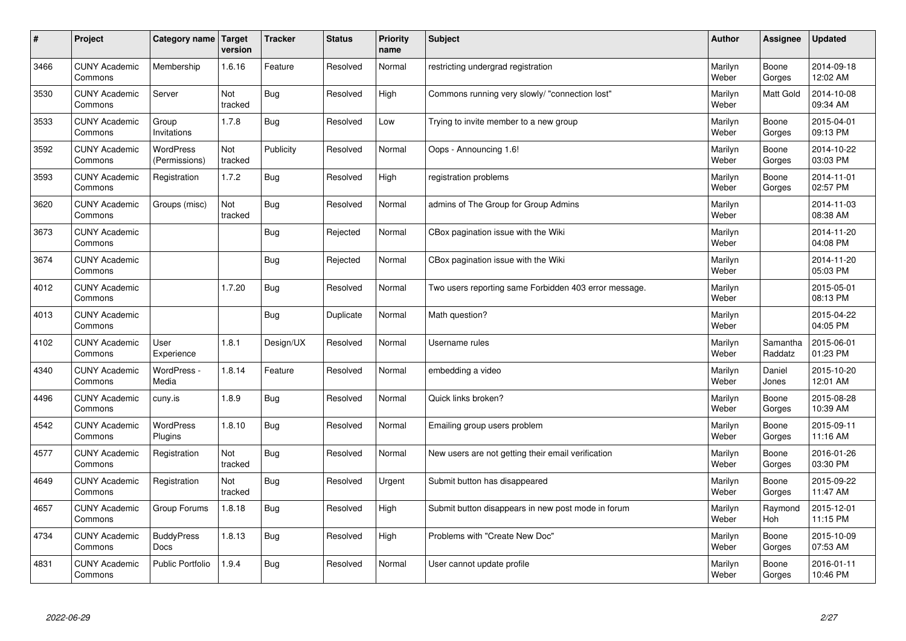| # | Project | Category name | Target version | Tracker | Status | Priority name | Subject | Author | Assignee | Updated |
|---|---|---|---|---|---|---|---|---|---|---|
| 3466 | CUNY Academic Commons | Membership | 1.6.16 | Feature | Resolved | Normal | restricting undergrad registration | Marilyn Weber | Boone Gorges | 2014-09-18 12:02 AM |
| 3530 | CUNY Academic Commons | Server | Not tracked | Bug | Resolved | High | Commons running very slowly/ "connection lost" | Marilyn Weber | Matt Gold | 2014-10-08 09:34 AM |
| 3533 | CUNY Academic Commons | Group Invitations | 1.7.8 | Bug | Resolved | Low | Trying to invite member to a new group | Marilyn Weber | Boone Gorges | 2015-04-01 09:13 PM |
| 3592 | CUNY Academic Commons | WordPress (Permissions) | Not tracked | Publicity | Resolved | Normal | Oops - Announcing 1.6! | Marilyn Weber | Boone Gorges | 2014-10-22 03:03 PM |
| 3593 | CUNY Academic Commons | Registration | 1.7.2 | Bug | Resolved | High | registration problems | Marilyn Weber | Boone Gorges | 2014-11-01 02:57 PM |
| 3620 | CUNY Academic Commons | Groups (misc) | Not tracked | Bug | Resolved | Normal | admins of The Group for Group Admins | Marilyn Weber | | 2014-11-03 08:38 AM |
| 3673 | CUNY Academic Commons | | | Bug | Rejected | Normal | CBox pagination issue with the Wiki | Marilyn Weber | | 2014-11-20 04:08 PM |
| 3674 | CUNY Academic Commons | | | Bug | Rejected | Normal | CBox pagination issue with the Wiki | Marilyn Weber | | 2014-11-20 05:03 PM |
| 4012 | CUNY Academic Commons | | 1.7.20 | Bug | Resolved | Normal | Two users reporting same Forbidden 403 error message. | Marilyn Weber | | 2015-05-01 08:13 PM |
| 4013 | CUNY Academic Commons | | | Bug | Duplicate | Normal | Math question? | Marilyn Weber | | 2015-04-22 04:05 PM |
| 4102 | CUNY Academic Commons | User Experience | 1.8.1 | Design/UX | Resolved | Normal | Username rules | Marilyn Weber | Samantha Raddatz | 2015-06-01 01:23 PM |
| 4340 | CUNY Academic Commons | WordPress - Media | 1.8.14 | Feature | Resolved | Normal | embedding a video | Marilyn Weber | Daniel Jones | 2015-10-20 12:01 AM |
| 4496 | CUNY Academic Commons | cuny.is | 1.8.9 | Bug | Resolved | Normal | Quick links broken? | Marilyn Weber | Boone Gorges | 2015-08-28 10:39 AM |
| 4542 | CUNY Academic Commons | WordPress Plugins | 1.8.10 | Bug | Resolved | Normal | Emailing group users problem | Marilyn Weber | Boone Gorges | 2015-09-11 11:16 AM |
| 4577 | CUNY Academic Commons | Registration | Not tracked | Bug | Resolved | Normal | New users are not getting their email verification | Marilyn Weber | Boone Gorges | 2016-01-26 03:30 PM |
| 4649 | CUNY Academic Commons | Registration | Not tracked | Bug | Resolved | Urgent | Submit button has disappeared | Marilyn Weber | Boone Gorges | 2015-09-22 11:47 AM |
| 4657 | CUNY Academic Commons | Group Forums | 1.8.18 | Bug | Resolved | High | Submit button disappears in new post mode in forum | Marilyn Weber | Raymond Hoh | 2015-12-01 11:15 PM |
| 4734 | CUNY Academic Commons | BuddyPress Docs | 1.8.13 | Bug | Resolved | High | Problems with "Create New Doc" | Marilyn Weber | Boone Gorges | 2015-10-09 07:53 AM |
| 4831 | CUNY Academic Commons | Public Portfolio | 1.9.4 | Bug | Resolved | Normal | User cannot update profile | Marilyn Weber | Boone Gorges | 2016-01-11 10:46 PM |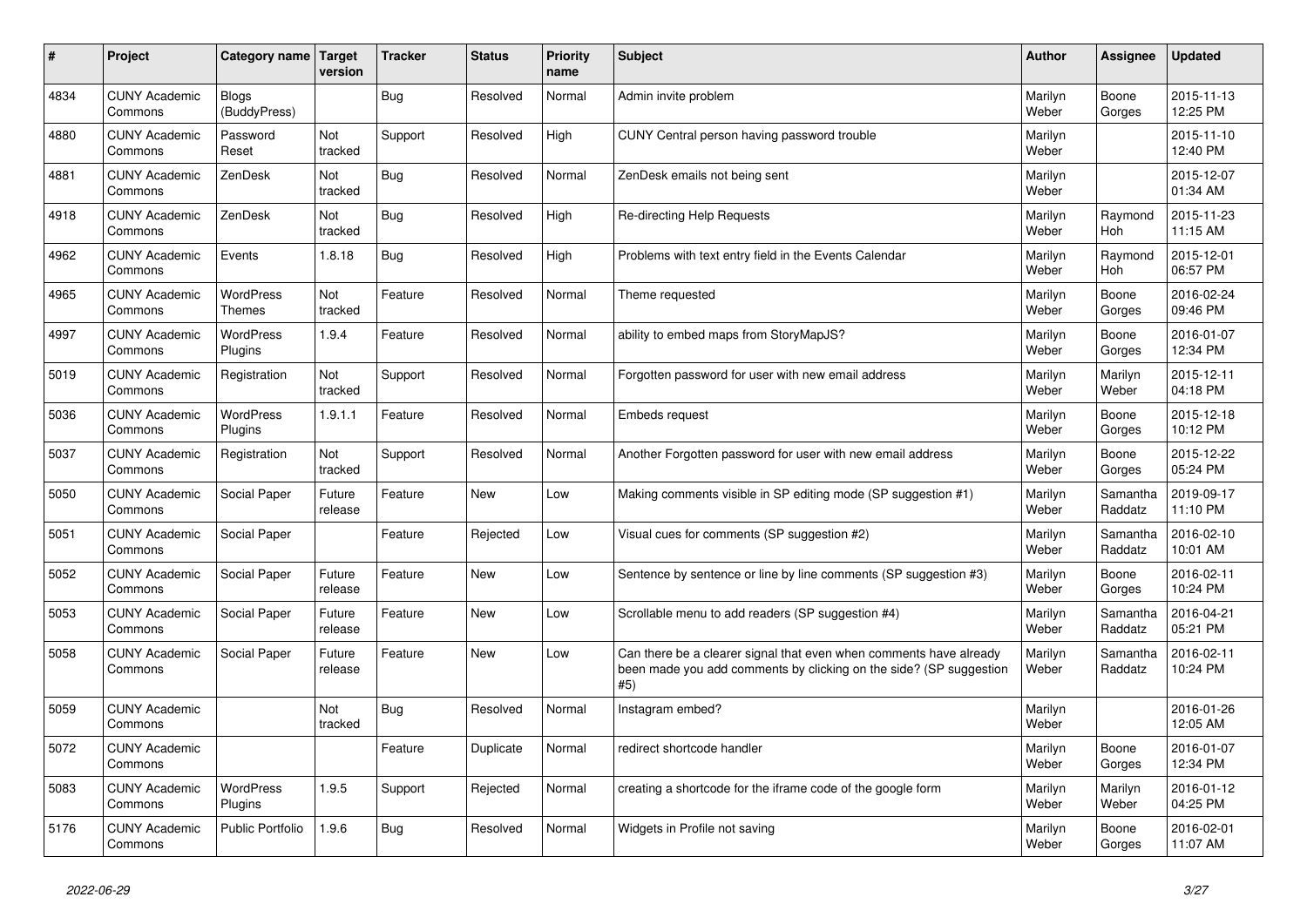| # | Project | Category name | Target version | Tracker | Status | Priority name | Subject | Author | Assignee | Updated |
|---|---|---|---|---|---|---|---|---|---|---|
| 4834 | CUNY Academic Commons | Blogs (BuddyPress) | | Bug | Resolved | Normal | Admin invite problem | Marilyn Weber | Boone Gorges | 2015-11-13 12:25 PM |
| 4880 | CUNY Academic Commons | Password Reset | Not tracked | Support | Resolved | High | CUNY Central person having password trouble | Marilyn Weber | | 2015-11-10 12:40 PM |
| 4881 | CUNY Academic Commons | ZenDesk | Not tracked | Bug | Resolved | Normal | ZenDesk emails not being sent | Marilyn Weber | | 2015-12-07 01:34 AM |
| 4918 | CUNY Academic Commons | ZenDesk | Not tracked | Bug | Resolved | High | Re-directing Help Requests | Marilyn Weber | Raymond Hoh | 2015-11-23 11:15 AM |
| 4962 | CUNY Academic Commons | Events | 1.8.18 | Bug | Resolved | High | Problems with text entry field in the Events Calendar | Marilyn Weber | Raymond Hoh | 2015-12-01 06:57 PM |
| 4965 | CUNY Academic Commons | WordPress Themes | Not tracked | Feature | Resolved | Normal | Theme requested | Marilyn Weber | Boone Gorges | 2016-02-24 09:46 PM |
| 4997 | CUNY Academic Commons | WordPress Plugins | 1.9.4 | Feature | Resolved | Normal | ability to embed maps from StoryMapJS? | Marilyn Weber | Boone Gorges | 2016-01-07 12:34 PM |
| 5019 | CUNY Academic Commons | Registration | Not tracked | Support | Resolved | Normal | Forgotten password for user with new email address | Marilyn Weber | Marilyn Weber | 2015-12-11 04:18 PM |
| 5036 | CUNY Academic Commons | WordPress Plugins | 1.9.1.1 | Feature | Resolved | Normal | Embeds request | Marilyn Weber | Boone Gorges | 2015-12-18 10:12 PM |
| 5037 | CUNY Academic Commons | Registration | Not tracked | Support | Resolved | Normal | Another Forgotten password for user with new email address | Marilyn Weber | Boone Gorges | 2015-12-22 05:24 PM |
| 5050 | CUNY Academic Commons | Social Paper | Future release | Feature | New | Low | Making comments visible in SP editing mode (SP suggestion #1) | Marilyn Weber | Samantha Raddatz | 2019-09-17 11:10 PM |
| 5051 | CUNY Academic Commons | Social Paper | | Feature | Rejected | Low | Visual cues for comments (SP suggestion #2) | Marilyn Weber | Samantha Raddatz | 2016-02-10 10:01 AM |
| 5052 | CUNY Academic Commons | Social Paper | Future release | Feature | New | Low | Sentence by sentence or line by line comments (SP suggestion #3) | Marilyn Weber | Boone Gorges | 2016-02-11 10:24 PM |
| 5053 | CUNY Academic Commons | Social Paper | Future release | Feature | New | Low | Scrollable menu to add readers (SP suggestion #4) | Marilyn Weber | Samantha Raddatz | 2016-04-21 05:21 PM |
| 5058 | CUNY Academic Commons | Social Paper | Future release | Feature | New | Low | Can there be a clearer signal that even when comments have already been made you add comments by clicking on the side? (SP suggestion #5) | Marilyn Weber | Samantha Raddatz | 2016-02-11 10:24 PM |
| 5059 | CUNY Academic Commons | | Not tracked | Bug | Resolved | Normal | Instagram embed? | Marilyn Weber | | 2016-01-26 12:05 AM |
| 5072 | CUNY Academic Commons | | | Feature | Duplicate | Normal | redirect shortcode handler | Marilyn Weber | Boone Gorges | 2016-01-07 12:34 PM |
| 5083 | CUNY Academic Commons | WordPress Plugins | 1.9.5 | Support | Rejected | Normal | creating a shortcode for the iframe code of the google form | Marilyn Weber | Marilyn Weber | 2016-01-12 04:25 PM |
| 5176 | CUNY Academic Commons | Public Portfolio | 1.9.6 | Bug | Resolved | Normal | Widgets in Profile not saving | Marilyn Weber | Boone Gorges | 2016-02-01 11:07 AM |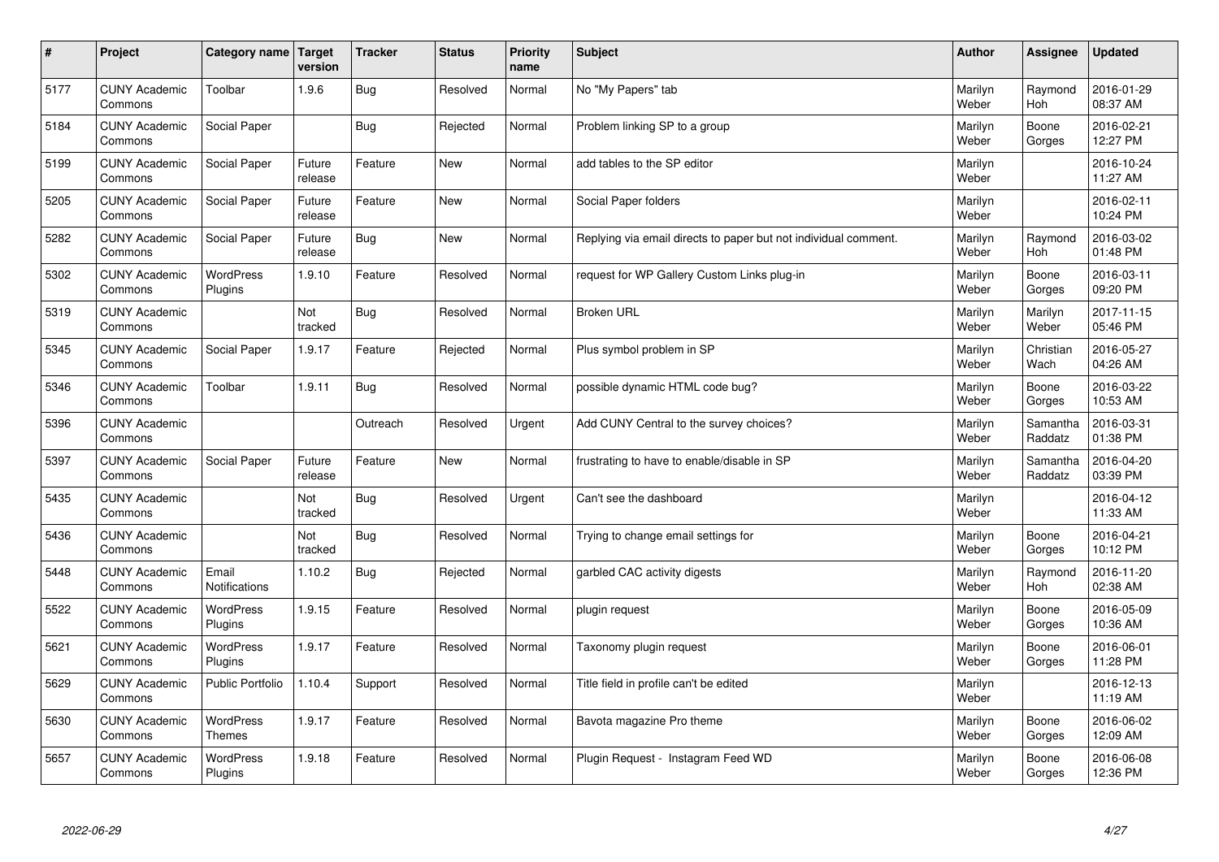| # | Project | Category name | Target version | Tracker | Status | Priority name | Subject | Author | Assignee | Updated |
|---|---|---|---|---|---|---|---|---|---|---|
| 5177 | CUNY Academic Commons | Toolbar | 1.9.6 | Bug | Resolved | Normal | No "My Papers" tab | Marilyn Weber | Raymond Hoh | 2016-01-29 08:37 AM |
| 5184 | CUNY Academic Commons | Social Paper | | Bug | Rejected | Normal | Problem linking SP to a group | Marilyn Weber | Boone Gorges | 2016-02-21 12:27 PM |
| 5199 | CUNY Academic Commons | Social Paper | Future release | Feature | New | Normal | add tables to the SP editor | Marilyn Weber | | 2016-10-24 11:27 AM |
| 5205 | CUNY Academic Commons | Social Paper | Future release | Feature | New | Normal | Social Paper folders | Marilyn Weber | | 2016-02-11 10:24 PM |
| 5282 | CUNY Academic Commons | Social Paper | Future release | Bug | New | Normal | Replying via email directs to paper but not individual comment. | Marilyn Weber | Raymond Hoh | 2016-03-02 01:48 PM |
| 5302 | CUNY Academic Commons | WordPress Plugins | 1.9.10 | Feature | Resolved | Normal | request for WP Gallery Custom Links plug-in | Marilyn Weber | Boone Gorges | 2016-03-11 09:20 PM |
| 5319 | CUNY Academic Commons | | Not tracked | Bug | Resolved | Normal | Broken URL | Marilyn Weber | Marilyn Weber | 2017-11-15 05:46 PM |
| 5345 | CUNY Academic Commons | Social Paper | 1.9.17 | Feature | Rejected | Normal | Plus symbol problem in SP | Marilyn Weber | Christian Wach | 2016-05-27 04:26 AM |
| 5346 | CUNY Academic Commons | Toolbar | 1.9.11 | Bug | Resolved | Normal | possible dynamic HTML code bug? | Marilyn Weber | Boone Gorges | 2016-03-22 10:53 AM |
| 5396 | CUNY Academic Commons | | | Outreach | Resolved | Urgent | Add CUNY Central to the survey choices? | Marilyn Weber | Samantha Raddatz | 2016-03-31 01:38 PM |
| 5397 | CUNY Academic Commons | Social Paper | Future release | Feature | New | Normal | frustrating to have to enable/disable in SP | Marilyn Weber | Samantha Raddatz | 2016-04-20 03:39 PM |
| 5435 | CUNY Academic Commons | | Not tracked | Bug | Resolved | Urgent | Can't see the dashboard | Marilyn Weber | | 2016-04-12 11:33 AM |
| 5436 | CUNY Academic Commons | | Not tracked | Bug | Resolved | Normal | Trying to change email settings for | Marilyn Weber | Boone Gorges | 2016-04-21 10:12 PM |
| 5448 | CUNY Academic Commons | Email Notifications | 1.10.2 | Bug | Rejected | Normal | garbled CAC activity digests | Marilyn Weber | Raymond Hoh | 2016-11-20 02:38 AM |
| 5522 | CUNY Academic Commons | WordPress Plugins | 1.9.15 | Feature | Resolved | Normal | plugin request | Marilyn Weber | Boone Gorges | 2016-05-09 10:36 AM |
| 5621 | CUNY Academic Commons | WordPress Plugins | 1.9.17 | Feature | Resolved | Normal | Taxonomy plugin request | Marilyn Weber | Boone Gorges | 2016-06-01 11:28 PM |
| 5629 | CUNY Academic Commons | Public Portfolio | 1.10.4 | Support | Resolved | Normal | Title field in profile can't be edited | Marilyn Weber | | 2016-12-13 11:19 AM |
| 5630 | CUNY Academic Commons | WordPress Themes | 1.9.17 | Feature | Resolved | Normal | Bavota magazine Pro theme | Marilyn Weber | Boone Gorges | 2016-06-02 12:09 AM |
| 5657 | CUNY Academic Commons | WordPress Plugins | 1.9.18 | Feature | Resolved | Normal | Plugin Request - Instagram Feed WD | Marilyn Weber | Boone Gorges | 2016-06-08 12:36 PM |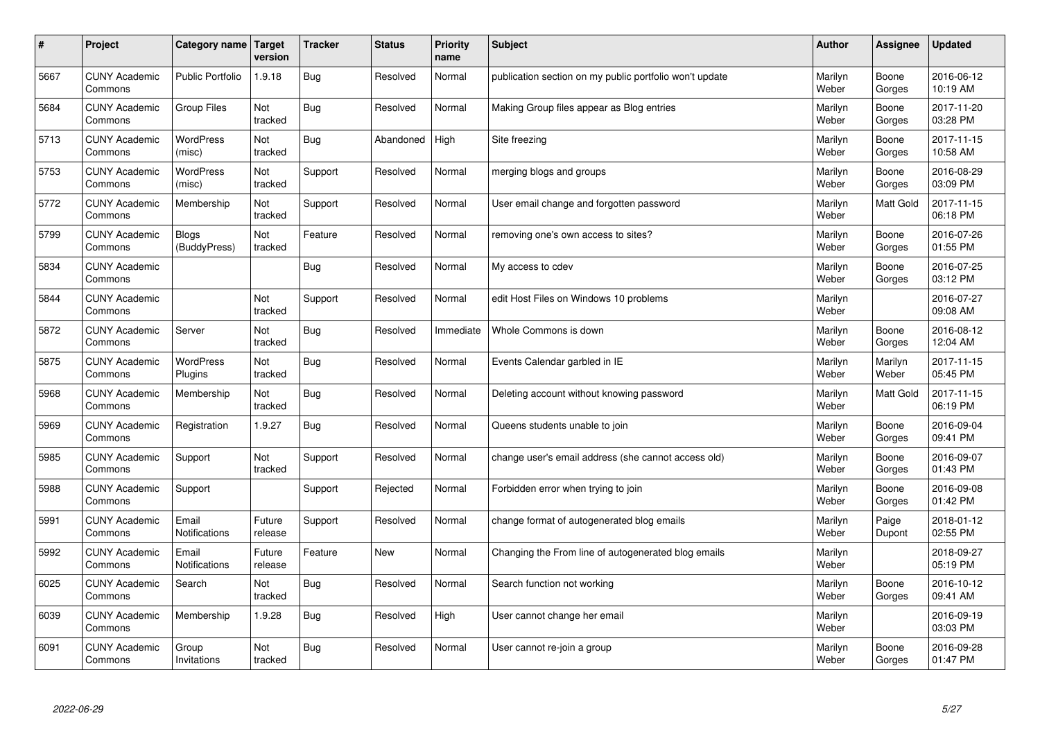| # | Project | Category name | Target version | Tracker | Status | Priority name | Subject | Author | Assignee | Updated |
|---|---|---|---|---|---|---|---|---|---|---|
| 5667 | CUNY Academic Commons | Public Portfolio | 1.9.18 | Bug | Resolved | Normal | publication section on my public portfolio won't update | Marilyn Weber | Boone Gorges | 2016-06-12 10:19 AM |
| 5684 | CUNY Academic Commons | Group Files | Not tracked | Bug | Resolved | Normal | Making Group files appear as Blog entries | Marilyn Weber | Boone Gorges | 2017-11-20 03:28 PM |
| 5713 | CUNY Academic Commons | WordPress (misc) | Not tracked | Bug | Abandoned | High | Site freezing | Marilyn Weber | Boone Gorges | 2017-11-15 10:58 AM |
| 5753 | CUNY Academic Commons | WordPress (misc) | Not tracked | Support | Resolved | Normal | merging blogs and groups | Marilyn Weber | Boone Gorges | 2016-08-29 03:09 PM |
| 5772 | CUNY Academic Commons | Membership | Not tracked | Support | Resolved | Normal | User email change and forgotten password | Marilyn Weber | Matt Gold | 2017-11-15 06:18 PM |
| 5799 | CUNY Academic Commons | Blogs (BuddyPress) | Not tracked | Feature | Resolved | Normal | removing one's own access to sites? | Marilyn Weber | Boone Gorges | 2016-07-26 01:55 PM |
| 5834 | CUNY Academic Commons | | | Bug | Resolved | Normal | My access to cdev | Marilyn Weber | Boone Gorges | 2016-07-25 03:12 PM |
| 5844 | CUNY Academic Commons | | Not tracked | Support | Resolved | Normal | edit Host Files on Windows 10 problems | Marilyn Weber | | 2016-07-27 09:08 AM |
| 5872 | CUNY Academic Commons | Server | Not tracked | Bug | Resolved | Immediate | Whole Commons is down | Marilyn Weber | Boone Gorges | 2016-08-12 12:04 AM |
| 5875 | CUNY Academic Commons | WordPress Plugins | Not tracked | Bug | Resolved | Normal | Events Calendar garbled in IE | Marilyn Weber | Marilyn Weber | 2017-11-15 05:45 PM |
| 5968 | CUNY Academic Commons | Membership | Not tracked | Bug | Resolved | Normal | Deleting account without knowing password | Marilyn Weber | Matt Gold | 2017-11-15 06:19 PM |
| 5969 | CUNY Academic Commons | Registration | 1.9.27 | Bug | Resolved | Normal | Queens students unable to join | Marilyn Weber | Boone Gorges | 2016-09-04 09:41 PM |
| 5985 | CUNY Academic Commons | Support | Not tracked | Support | Resolved | Normal | change user's email address (she cannot access old) | Marilyn Weber | Boone Gorges | 2016-09-07 01:43 PM |
| 5988 | CUNY Academic Commons | Support | | Support | Rejected | Normal | Forbidden error when trying to join | Marilyn Weber | Boone Gorges | 2016-09-08 01:42 PM |
| 5991 | CUNY Academic Commons | Email Notifications | Future release | Support | Resolved | Normal | change format of autogenerated blog emails | Marilyn Weber | Paige Dupont | 2018-01-12 02:55 PM |
| 5992 | CUNY Academic Commons | Email Notifications | Future release | Feature | New | Normal | Changing the From line of autogenerated blog emails | Marilyn Weber | | 2018-09-27 05:19 PM |
| 6025 | CUNY Academic Commons | Search | Not tracked | Bug | Resolved | Normal | Search function not working | Marilyn Weber | Boone Gorges | 2016-10-12 09:41 AM |
| 6039 | CUNY Academic Commons | Membership | 1.9.28 | Bug | Resolved | High | User cannot change her email | Marilyn Weber | | 2016-09-19 03:03 PM |
| 6091 | CUNY Academic Commons | Group Invitations | Not tracked | Bug | Resolved | Normal | User cannot re-join a group | Marilyn Weber | Boone Gorges | 2016-09-28 01:47 PM |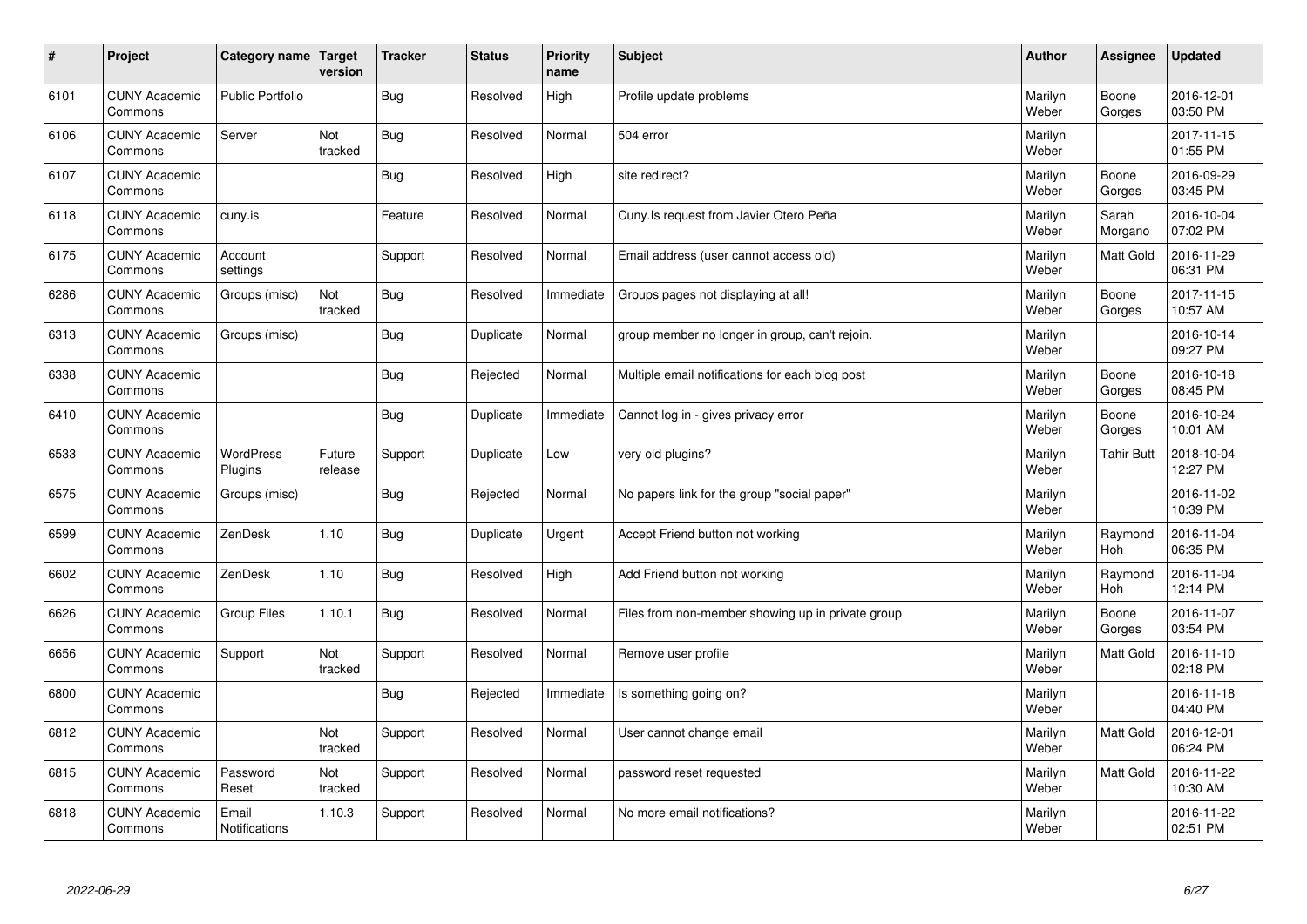| # | Project | Category name | Target version | Tracker | Status | Priority name | Subject | Author | Assignee | Updated |
|---|---|---|---|---|---|---|---|---|---|---|
| 6101 | CUNY Academic Commons | Public Portfolio | | Bug | Resolved | High | Profile update problems | Marilyn Weber | Boone Gorges | 2016-12-01 03:50 PM |
| 6106 | CUNY Academic Commons | Server | Not tracked | Bug | Resolved | Normal | 504 error | Marilyn Weber | | 2017-11-15 01:55 PM |
| 6107 | CUNY Academic Commons | | | Bug | Resolved | High | site redirect? | Marilyn Weber | Boone Gorges | 2016-09-29 03:45 PM |
| 6118 | CUNY Academic Commons | cuny.is | | Feature | Resolved | Normal | Cuny.Is request from Javier Otero Peña | Marilyn Weber | Sarah Morgano | 2016-10-04 07:02 PM |
| 6175 | CUNY Academic Commons | Account settings | | Support | Resolved | Normal | Email address (user cannot access old) | Marilyn Weber | Matt Gold | 2016-11-29 06:31 PM |
| 6286 | CUNY Academic Commons | Groups (misc) | Not tracked | Bug | Resolved | Immediate | Groups pages not displaying at all! | Marilyn Weber | Boone Gorges | 2017-11-15 10:57 AM |
| 6313 | CUNY Academic Commons | Groups (misc) | | Bug | Duplicate | Normal | group member no longer in group, can't rejoin. | Marilyn Weber | | 2016-10-14 09:27 PM |
| 6338 | CUNY Academic Commons | | | Bug | Rejected | Normal | Multiple email notifications for each blog post | Marilyn Weber | Boone Gorges | 2016-10-18 08:45 PM |
| 6410 | CUNY Academic Commons | | | Bug | Duplicate | Immediate | Cannot log in - gives privacy error | Marilyn Weber | Boone Gorges | 2016-10-24 10:01 AM |
| 6533 | CUNY Academic Commons | WordPress Plugins | Future release | Support | Duplicate | Low | very old plugins? | Marilyn Weber | Tahir Butt | 2018-10-04 12:27 PM |
| 6575 | CUNY Academic Commons | Groups (misc) | | Bug | Rejected | Normal | No papers link for the group "social paper" | Marilyn Weber | | 2016-11-02 10:39 PM |
| 6599 | CUNY Academic Commons | ZenDesk | 1.10 | Bug | Duplicate | Urgent | Accept Friend button not working | Marilyn Weber | Raymond Hoh | 2016-11-04 06:35 PM |
| 6602 | CUNY Academic Commons | ZenDesk | 1.10 | Bug | Resolved | High | Add Friend button not working | Marilyn Weber | Raymond Hoh | 2016-11-04 12:14 PM |
| 6626 | CUNY Academic Commons | Group Files | 1.10.1 | Bug | Resolved | Normal | Files from non-member showing up in private group | Marilyn Weber | Boone Gorges | 2016-11-07 03:54 PM |
| 6656 | CUNY Academic Commons | Support | Not tracked | Support | Resolved | Normal | Remove user profile | Marilyn Weber | Matt Gold | 2016-11-10 02:18 PM |
| 6800 | CUNY Academic Commons | | | Bug | Rejected | Immediate | Is something going on? | Marilyn Weber | | 2016-11-18 04:40 PM |
| 6812 | CUNY Academic Commons | | Not tracked | Support | Resolved | Normal | User cannot change email | Marilyn Weber | Matt Gold | 2016-12-01 06:24 PM |
| 6815 | CUNY Academic Commons | Password Reset | Not tracked | Support | Resolved | Normal | password reset requested | Marilyn Weber | Matt Gold | 2016-11-22 10:30 AM |
| 6818 | CUNY Academic Commons | Email Notifications | 1.10.3 | Support | Resolved | Normal | No more email notifications? | Marilyn Weber | | 2016-11-22 02:51 PM |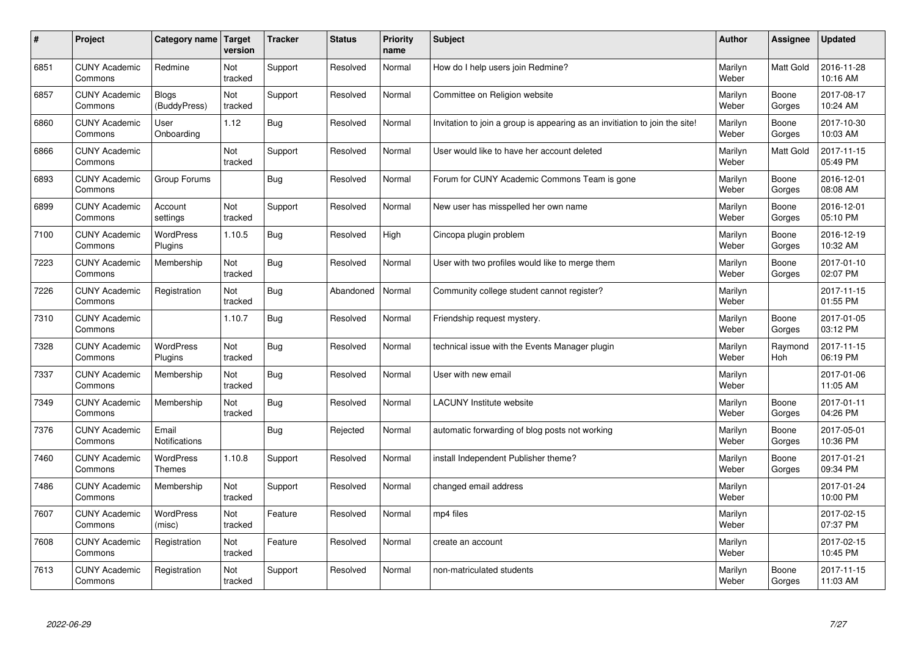| # | Project | Category name | Target version | Tracker | Status | Priority name | Subject | Author | Assignee | Updated |
|---|---|---|---|---|---|---|---|---|---|---|
| 6851 | CUNY Academic Commons | Redmine | Not tracked | Support | Resolved | Normal | How do I help users join Redmine? | Marilyn Weber | Matt Gold | 2016-11-28 10:16 AM |
| 6857 | CUNY Academic Commons | Blogs (BuddyPress) | Not tracked | Support | Resolved | Normal | Committee on Religion website | Marilyn Weber | Boone Gorges | 2017-08-17 10:24 AM |
| 6860 | CUNY Academic Commons | User Onboarding | 1.12 | Bug | Resolved | Normal | Invitation to join a group is appearing as an invitiation to join the site! | Marilyn Weber | Boone Gorges | 2017-10-30 10:03 AM |
| 6866 | CUNY Academic Commons | | Not tracked | Support | Resolved | Normal | User would like to have her account deleted | Marilyn Weber | Matt Gold | 2017-11-15 05:49 PM |
| 6893 | CUNY Academic Commons | Group Forums | | Bug | Resolved | Normal | Forum for CUNY Academic Commons Team is gone | Marilyn Weber | Boone Gorges | 2016-12-01 08:08 AM |
| 6899 | CUNY Academic Commons | Account settings | Not tracked | Support | Resolved | Normal | New user has misspelled her own name | Marilyn Weber | Boone Gorges | 2016-12-01 05:10 PM |
| 7100 | CUNY Academic Commons | WordPress Plugins | 1.10.5 | Bug | Resolved | High | Cincopa plugin problem | Marilyn Weber | Boone Gorges | 2016-12-19 10:32 AM |
| 7223 | CUNY Academic Commons | Membership | Not tracked | Bug | Resolved | Normal | User with two profiles would like to merge them | Marilyn Weber | Boone Gorges | 2017-01-10 02:07 PM |
| 7226 | CUNY Academic Commons | Registration | Not tracked | Bug | Abandoned | Normal | Community college student cannot register? | Marilyn Weber | | 2017-11-15 01:55 PM |
| 7310 | CUNY Academic Commons | | 1.10.7 | Bug | Resolved | Normal | Friendship request mystery. | Marilyn Weber | Boone Gorges | 2017-01-05 03:12 PM |
| 7328 | CUNY Academic Commons | WordPress Plugins | Not tracked | Bug | Resolved | Normal | technical issue with the Events Manager plugin | Marilyn Weber | Raymond Hoh | 2017-11-15 06:19 PM |
| 7337 | CUNY Academic Commons | Membership | Not tracked | Bug | Resolved | Normal | User with new email | Marilyn Weber | | 2017-01-06 11:05 AM |
| 7349 | CUNY Academic Commons | Membership | Not tracked | Bug | Resolved | Normal | LACUNY Institute website | Marilyn Weber | Boone Gorges | 2017-01-11 04:26 PM |
| 7376 | CUNY Academic Commons | Email Notifications | | Bug | Rejected | Normal | automatic forwarding of blog posts not working | Marilyn Weber | Boone Gorges | 2017-05-01 10:36 PM |
| 7460 | CUNY Academic Commons | WordPress Themes | 1.10.8 | Support | Resolved | Normal | install Independent Publisher theme? | Marilyn Weber | Boone Gorges | 2017-01-21 09:34 PM |
| 7486 | CUNY Academic Commons | Membership | Not tracked | Support | Resolved | Normal | changed email address | Marilyn Weber | | 2017-01-24 10:00 PM |
| 7607 | CUNY Academic Commons | WordPress (misc) | Not tracked | Feature | Resolved | Normal | mp4 files | Marilyn Weber | | 2017-02-15 07:37 PM |
| 7608 | CUNY Academic Commons | Registration | Not tracked | Feature | Resolved | Normal | create an account | Marilyn Weber | | 2017-02-15 10:45 PM |
| 7613 | CUNY Academic Commons | Registration | Not tracked | Support | Resolved | Normal | non-matriculated students | Marilyn Weber | Boone Gorges | 2017-11-15 11:03 AM |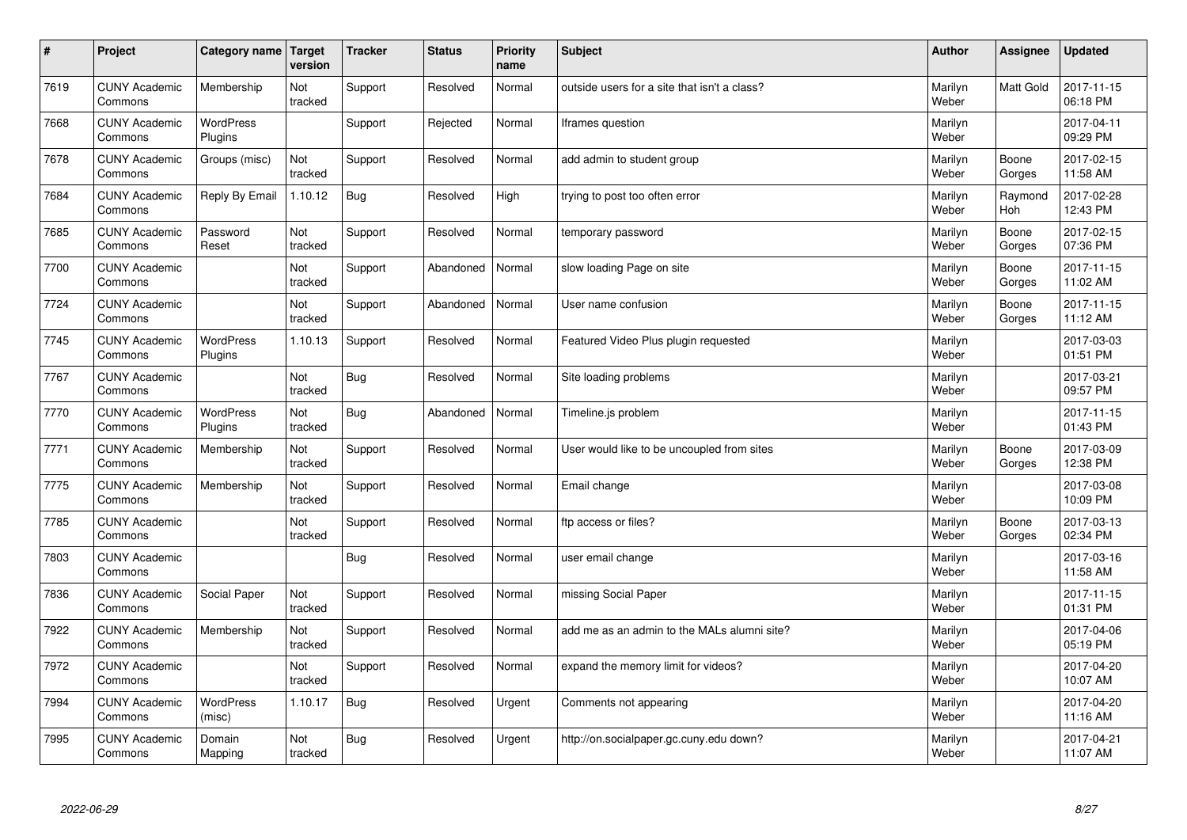| # | Project | Category name | Target version | Tracker | Status | Priority name | Subject | Author | Assignee | Updated |
|---|---|---|---|---|---|---|---|---|---|---|
| 7619 | CUNY Academic Commons | Membership | Not tracked | Support | Resolved | Normal | outside users for a site that isn't a class? | Marilyn Weber | Matt Gold | 2017-11-15 06:18 PM |
| 7668 | CUNY Academic Commons | WordPress Plugins | | Support | Rejected | Normal | Iframes question | Marilyn Weber | | 2017-04-11 09:29 PM |
| 7678 | CUNY Academic Commons | Groups (misc) | Not tracked | Support | Resolved | Normal | add admin to student group | Marilyn Weber | Boone Gorges | 2017-02-15 11:58 AM |
| 7684 | CUNY Academic Commons | Reply By Email | 1.10.12 | Bug | Resolved | High | trying to post too often error | Marilyn Weber | Raymond Hoh | 2017-02-28 12:43 PM |
| 7685 | CUNY Academic Commons | Password Reset | Not tracked | Support | Resolved | Normal | temporary password | Marilyn Weber | Boone Gorges | 2017-02-15 07:36 PM |
| 7700 | CUNY Academic Commons | | Not tracked | Support | Abandoned | Normal | slow loading Page on site | Marilyn Weber | Boone Gorges | 2017-11-15 11:02 AM |
| 7724 | CUNY Academic Commons | | Not tracked | Support | Abandoned | Normal | User name confusion | Marilyn Weber | Boone Gorges | 2017-11-15 11:12 AM |
| 7745 | CUNY Academic Commons | WordPress Plugins | 1.10.13 | Support | Resolved | Normal | Featured Video Plus plugin requested | Marilyn Weber | | 2017-03-03 01:51 PM |
| 7767 | CUNY Academic Commons | | Not tracked | Bug | Resolved | Normal | Site loading problems | Marilyn Weber | | 2017-03-21 09:57 PM |
| 7770 | CUNY Academic Commons | WordPress Plugins | Not tracked | Bug | Abandoned | Normal | Timeline.js problem | Marilyn Weber | | 2017-11-15 01:43 PM |
| 7771 | CUNY Academic Commons | Membership | Not tracked | Support | Resolved | Normal | User would like to be uncoupled from sites | Marilyn Weber | Boone Gorges | 2017-03-09 12:38 PM |
| 7775 | CUNY Academic Commons | Membership | Not tracked | Support | Resolved | Normal | Email change | Marilyn Weber | | 2017-03-08 10:09 PM |
| 7785 | CUNY Academic Commons | | Not tracked | Support | Resolved | Normal | ftp access or files? | Marilyn Weber | Boone Gorges | 2017-03-13 02:34 PM |
| 7803 | CUNY Academic Commons | | | Bug | Resolved | Normal | user email change | Marilyn Weber | | 2017-03-16 11:58 AM |
| 7836 | CUNY Academic Commons | Social Paper | Not tracked | Support | Resolved | Normal | missing Social Paper | Marilyn Weber | | 2017-11-15 01:31 PM |
| 7922 | CUNY Academic Commons | Membership | Not tracked | Support | Resolved | Normal | add me as an admin to the MALs alumni site? | Marilyn Weber | | 2017-04-06 05:19 PM |
| 7972 | CUNY Academic Commons | | Not tracked | Support | Resolved | Normal | expand the memory limit for videos? | Marilyn Weber | | 2017-04-20 10:07 AM |
| 7994 | CUNY Academic Commons | WordPress (misc) | 1.10.17 | Bug | Resolved | Urgent | Comments not appearing | Marilyn Weber | | 2017-04-20 11:16 AM |
| 7995 | CUNY Academic Commons | Domain Mapping | Not tracked | Bug | Resolved | Urgent | http://on.socialpaper.gc.cuny.edu down? | Marilyn Weber | | 2017-04-21 11:07 AM |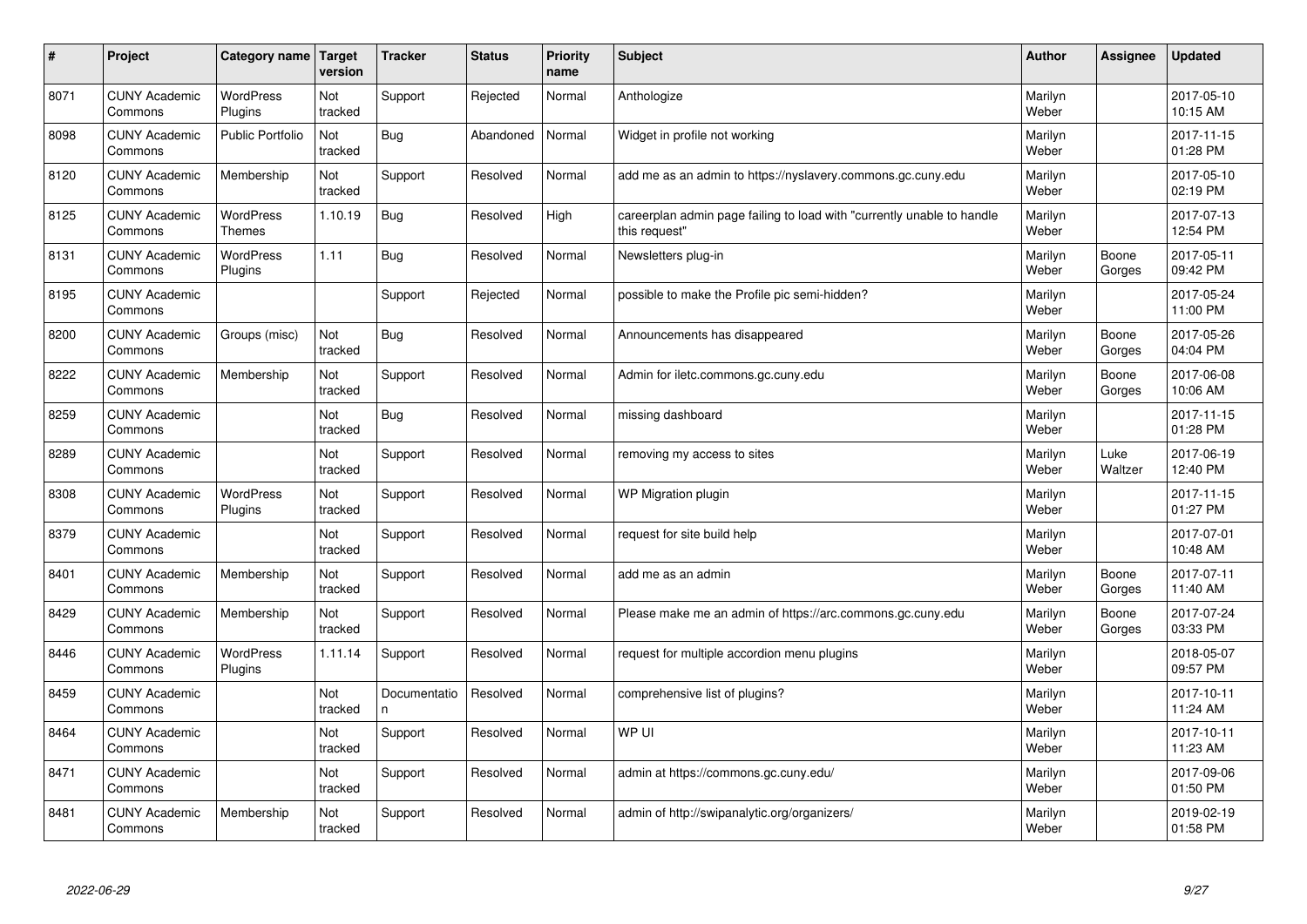| # | Project | Category name | Target version | Tracker | Status | Priority name | Subject | Author | Assignee | Updated |
|---|---|---|---|---|---|---|---|---|---|---|
| 8071 | CUNY Academic Commons | WordPress Plugins | Not tracked | Support | Rejected | Normal | Anthologize | Marilyn Weber | | 2017-05-10 10:15 AM |
| 8098 | CUNY Academic Commons | Public Portfolio | Not tracked | Bug | Abandoned | Normal | Widget in profile not working | Marilyn Weber | | 2017-11-15 01:28 PM |
| 8120 | CUNY Academic Commons | Membership | Not tracked | Support | Resolved | Normal | add me as an admin to https://nyslavery.commons.gc.cuny.edu | Marilyn Weber | | 2017-05-10 02:19 PM |
| 8125 | CUNY Academic Commons | WordPress Themes | 1.10.19 | Bug | Resolved | High | careerplan admin page failing to load with "currently unable to handle this request" | Marilyn Weber | | 2017-07-13 12:54 PM |
| 8131 | CUNY Academic Commons | WordPress Plugins | 1.11 | Bug | Resolved | Normal | Newsletters plug-in | Marilyn Weber | Boone Gorges | 2017-05-11 09:42 PM |
| 8195 | CUNY Academic Commons | | | Support | Rejected | Normal | possible to make the Profile pic semi-hidden? | Marilyn Weber | | 2017-05-24 11:00 PM |
| 8200 | CUNY Academic Commons | Groups (misc) | Not tracked | Bug | Resolved | Normal | Announcements has disappeared | Marilyn Weber | Boone Gorges | 2017-05-26 04:04 PM |
| 8222 | CUNY Academic Commons | Membership | Not tracked | Support | Resolved | Normal | Admin for iletc.commons.gc.cuny.edu | Marilyn Weber | Boone Gorges | 2017-06-08 10:06 AM |
| 8259 | CUNY Academic Commons | | Not tracked | Bug | Resolved | Normal | missing dashboard | Marilyn Weber | | 2017-11-15 01:28 PM |
| 8289 | CUNY Academic Commons | | Not tracked | Support | Resolved | Normal | removing my access to sites | Marilyn Weber | Luke Waltzer | 2017-06-19 12:40 PM |
| 8308 | CUNY Academic Commons | WordPress Plugins | Not tracked | Support | Resolved | Normal | WP Migration plugin | Marilyn Weber | | 2017-11-15 01:27 PM |
| 8379 | CUNY Academic Commons | | Not tracked | Support | Resolved | Normal | request for site build help | Marilyn Weber | | 2017-07-01 10:48 AM |
| 8401 | CUNY Academic Commons | Membership | Not tracked | Support | Resolved | Normal | add me as an admin | Marilyn Weber | Boone Gorges | 2017-07-11 11:40 AM |
| 8429 | CUNY Academic Commons | Membership | Not tracked | Support | Resolved | Normal | Please make me an admin of https://arc.commons.gc.cuny.edu | Marilyn Weber | Boone Gorges | 2017-07-24 03:33 PM |
| 8446 | CUNY Academic Commons | WordPress Plugins | 1.11.14 | Support | Resolved | Normal | request for multiple accordion menu plugins | Marilyn Weber | | 2018-05-07 09:57 PM |
| 8459 | CUNY Academic Commons | | Not tracked | Documentation | Resolved | Normal | comprehensive list of plugins? | Marilyn Weber | | 2017-10-11 11:24 AM |
| 8464 | CUNY Academic Commons | | Not tracked | Support | Resolved | Normal | WP UI | Marilyn Weber | | 2017-10-11 11:23 AM |
| 8471 | CUNY Academic Commons | | Not tracked | Support | Resolved | Normal | admin at https://commons.gc.cuny.edu/ | Marilyn Weber | | 2017-09-06 01:50 PM |
| 8481 | CUNY Academic Commons | Membership | Not tracked | Support | Resolved | Normal | admin of http://swipanalytic.org/organizers/ | Marilyn Weber | | 2019-02-19 01:58 PM |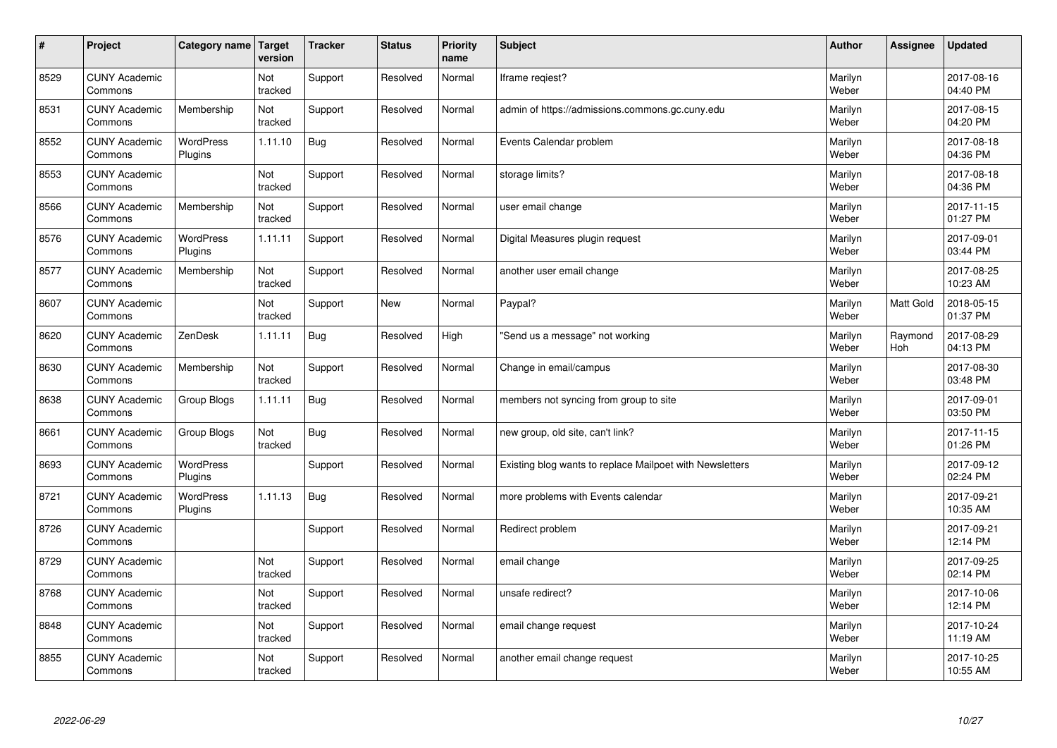| # | Project | Category name | Target version | Tracker | Status | Priority name | Subject | Author | Assignee | Updated |
|---|---|---|---|---|---|---|---|---|---|---|
| 8529 | CUNY Academic Commons | | Not tracked | Support | Resolved | Normal | Iframe reqiest? | Marilyn Weber | | 2017-08-16 04:40 PM |
| 8531 | CUNY Academic Commons | Membership | Not tracked | Support | Resolved | Normal | admin of https://admissions.commons.gc.cuny.edu | Marilyn Weber | | 2017-08-15 04:20 PM |
| 8552 | CUNY Academic Commons | WordPress Plugins | 1.11.10 | Bug | Resolved | Normal | Events Calendar problem | Marilyn Weber | | 2017-08-18 04:36 PM |
| 8553 | CUNY Academic Commons | | Not tracked | Support | Resolved | Normal | storage limits? | Marilyn Weber | | 2017-08-18 04:36 PM |
| 8566 | CUNY Academic Commons | Membership | Not tracked | Support | Resolved | Normal | user email change | Marilyn Weber | | 2017-11-15 01:27 PM |
| 8576 | CUNY Academic Commons | WordPress Plugins | 1.11.11 | Support | Resolved | Normal | Digital Measures plugin request | Marilyn Weber | | 2017-09-01 03:44 PM |
| 8577 | CUNY Academic Commons | Membership | Not tracked | Support | Resolved | Normal | another user email change | Marilyn Weber | | 2017-08-25 10:23 AM |
| 8607 | CUNY Academic Commons | | Not tracked | Support | New | Normal | Paypal? | Marilyn Weber | Matt Gold | 2018-05-15 01:37 PM |
| 8620 | CUNY Academic Commons | ZenDesk | 1.11.11 | Bug | Resolved | High | "Send us a message" not working | Marilyn Weber | Raymond Hoh | 2017-08-29 04:13 PM |
| 8630 | CUNY Academic Commons | Membership | Not tracked | Support | Resolved | Normal | Change in email/campus | Marilyn Weber | | 2017-08-30 03:48 PM |
| 8638 | CUNY Academic Commons | Group Blogs | 1.11.11 | Bug | Resolved | Normal | members not syncing from group to site | Marilyn Weber | | 2017-09-01 03:50 PM |
| 8661 | CUNY Academic Commons | Group Blogs | Not tracked | Bug | Resolved | Normal | new group, old site, can't link? | Marilyn Weber | | 2017-11-15 01:26 PM |
| 8693 | CUNY Academic Commons | WordPress Plugins | | Support | Resolved | Normal | Existing blog wants to replace Mailpoet with Newsletters | Marilyn Weber | | 2017-09-12 02:24 PM |
| 8721 | CUNY Academic Commons | WordPress Plugins | 1.11.13 | Bug | Resolved | Normal | more problems with Events calendar | Marilyn Weber | | 2017-09-21 10:35 AM |
| 8726 | CUNY Academic Commons | | | Support | Resolved | Normal | Redirect problem | Marilyn Weber | | 2017-09-21 12:14 PM |
| 8729 | CUNY Academic Commons | | Not tracked | Support | Resolved | Normal | email change | Marilyn Weber | | 2017-09-25 02:14 PM |
| 8768 | CUNY Academic Commons | | Not tracked | Support | Resolved | Normal | unsafe redirect? | Marilyn Weber | | 2017-10-06 12:14 PM |
| 8848 | CUNY Academic Commons | | Not tracked | Support | Resolved | Normal | email change request | Marilyn Weber | | 2017-10-24 11:19 AM |
| 8855 | CUNY Academic Commons | | Not tracked | Support | Resolved | Normal | another email change request | Marilyn Weber | | 2017-10-25 10:55 AM |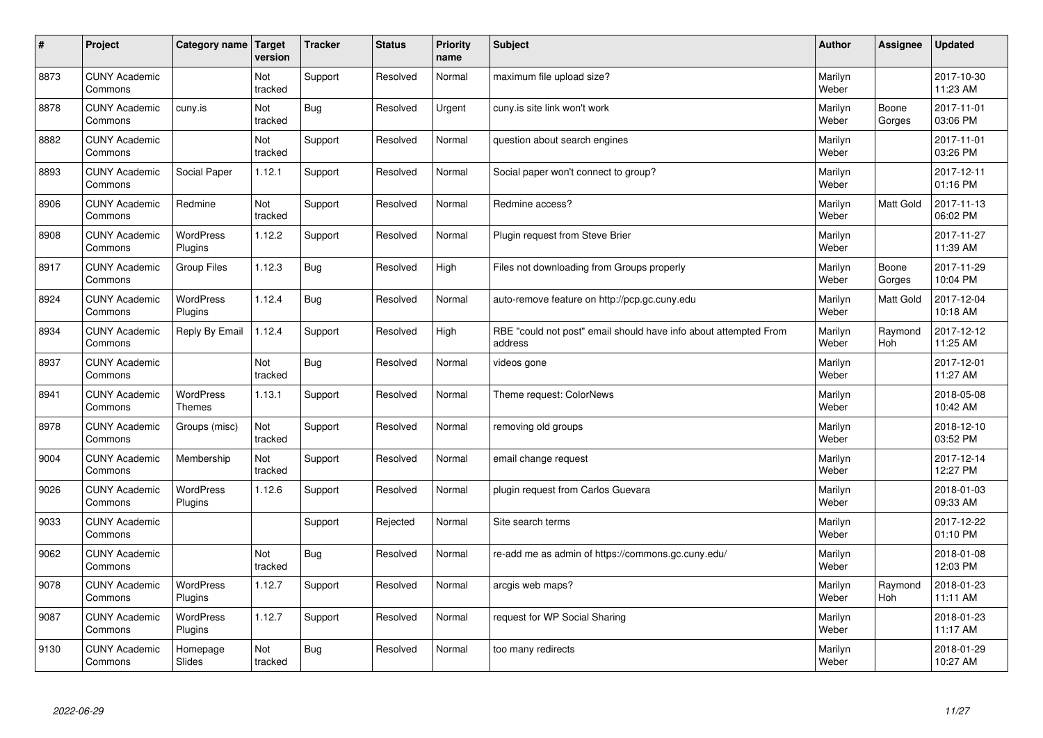| # | Project | Category name | Target version | Tracker | Status | Priority name | Subject | Author | Assignee | Updated |
|---|---|---|---|---|---|---|---|---|---|---|
| 8873 | CUNY Academic Commons | | Not tracked | Support | Resolved | Normal | maximum file upload size? | Marilyn Weber | | 2017-10-30 11:23 AM |
| 8878 | CUNY Academic Commons | cuny.is | Not tracked | Bug | Resolved | Urgent | cuny.is site link won't work | Marilyn Weber | Boone Gorges | 2017-11-01 03:06 PM |
| 8882 | CUNY Academic Commons | | Not tracked | Support | Resolved | Normal | question about search engines | Marilyn Weber | | 2017-11-01 03:26 PM |
| 8893 | CUNY Academic Commons | Social Paper | 1.12.1 | Support | Resolved | Normal | Social paper won't connect to group? | Marilyn Weber | | 2017-12-11 01:16 PM |
| 8906 | CUNY Academic Commons | Redmine | Not tracked | Support | Resolved | Normal | Redmine access? | Marilyn Weber | Matt Gold | 2017-11-13 06:02 PM |
| 8908 | CUNY Academic Commons | WordPress Plugins | 1.12.2 | Support | Resolved | Normal | Plugin request from Steve Brier | Marilyn Weber | | 2017-11-27 11:39 AM |
| 8917 | CUNY Academic Commons | Group Files | 1.12.3 | Bug | Resolved | High | Files not downloading from Groups properly | Marilyn Weber | Boone Gorges | 2017-11-29 10:04 PM |
| 8924 | CUNY Academic Commons | WordPress Plugins | 1.12.4 | Bug | Resolved | Normal | auto-remove feature on http://pcp.gc.cuny.edu | Marilyn Weber | Matt Gold | 2017-12-04 10:18 AM |
| 8934 | CUNY Academic Commons | Reply By Email | 1.12.4 | Support | Resolved | High | RBE "could not post" email should have info about attempted From address | Marilyn Weber | Raymond Hoh | 2017-12-12 11:25 AM |
| 8937 | CUNY Academic Commons | | Not tracked | Bug | Resolved | Normal | videos gone | Marilyn Weber | | 2017-12-01 11:27 AM |
| 8941 | CUNY Academic Commons | WordPress Themes | 1.13.1 | Support | Resolved | Normal | Theme request: ColorNews | Marilyn Weber | | 2018-05-08 10:42 AM |
| 8978 | CUNY Academic Commons | Groups (misc) | Not tracked | Support | Resolved | Normal | removing old groups | Marilyn Weber | | 2018-12-10 03:52 PM |
| 9004 | CUNY Academic Commons | Membership | Not tracked | Support | Resolved | Normal | email change request | Marilyn Weber | | 2017-12-14 12:27 PM |
| 9026 | CUNY Academic Commons | WordPress Plugins | 1.12.6 | Support | Resolved | Normal | plugin request from Carlos Guevara | Marilyn Weber | | 2018-01-03 09:33 AM |
| 9033 | CUNY Academic Commons | | | Support | Rejected | Normal | Site search terms | Marilyn Weber | | 2017-12-22 01:10 PM |
| 9062 | CUNY Academic Commons | | Not tracked | Bug | Resolved | Normal | re-add me as admin of https://commons.gc.cuny.edu/ | Marilyn Weber | | 2018-01-08 12:03 PM |
| 9078 | CUNY Academic Commons | WordPress Plugins | 1.12.7 | Support | Resolved | Normal | arcgis web maps? | Marilyn Weber | Raymond Hoh | 2018-01-23 11:11 AM |
| 9087 | CUNY Academic Commons | WordPress Plugins | 1.12.7 | Support | Resolved | Normal | request for WP Social Sharing | Marilyn Weber | | 2018-01-23 11:17 AM |
| 9130 | CUNY Academic Commons | Homepage Slides | Not tracked | Bug | Resolved | Normal | too many redirects | Marilyn Weber | | 2018-01-29 10:27 AM |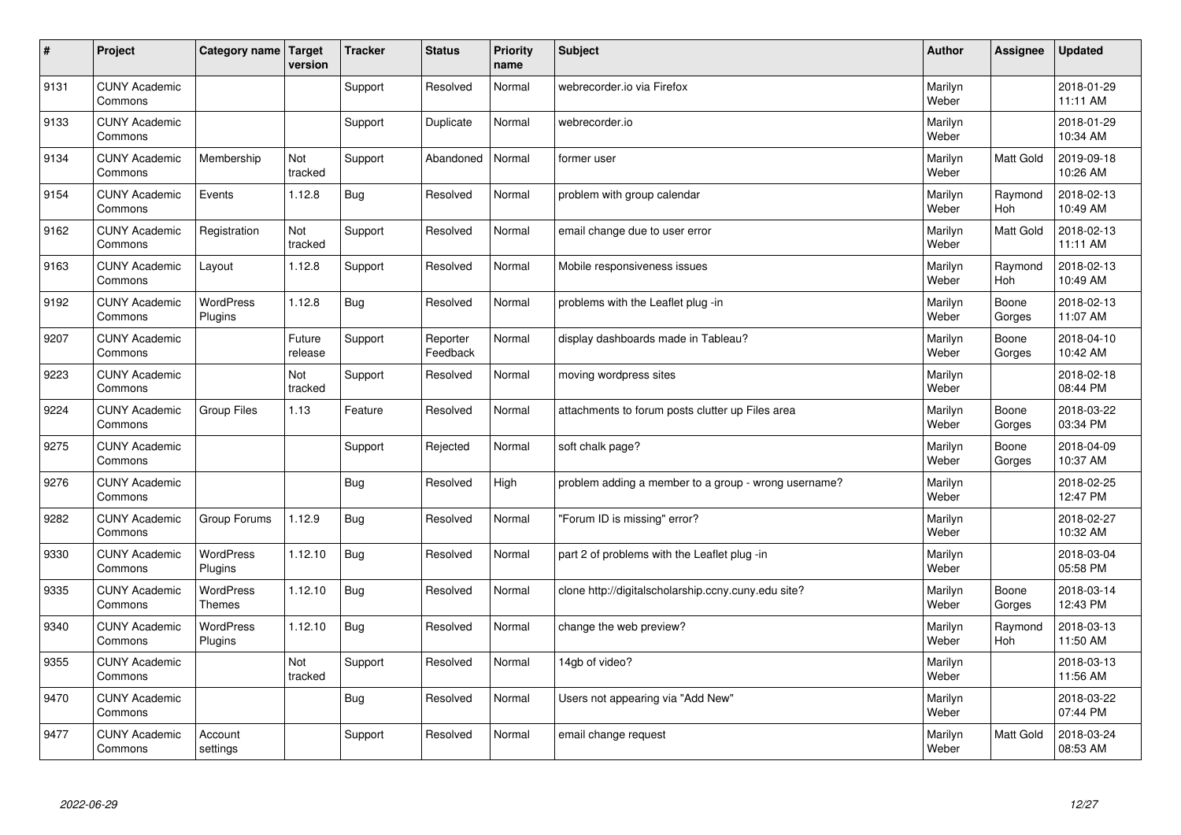| # | Project | Category name | Target version | Tracker | Status | Priority name | Subject | Author | Assignee | Updated |
|---|---|---|---|---|---|---|---|---|---|---|
| 9131 | CUNY Academic Commons | | | Support | Resolved | Normal | webrecorder.io via Firefox | Marilyn Weber | | 2018-01-29 11:11 AM |
| 9133 | CUNY Academic Commons | | | Support | Duplicate | Normal | webrecorder.io | Marilyn Weber | | 2018-01-29 10:34 AM |
| 9134 | CUNY Academic Commons | Membership | Not tracked | Support | Abandoned | Normal | former user | Marilyn Weber | Matt Gold | 2019-09-18 10:26 AM |
| 9154 | CUNY Academic Commons | Events | 1.12.8 | Bug | Resolved | Normal | problem with group calendar | Marilyn Weber | Raymond Hoh | 2018-02-13 10:49 AM |
| 9162 | CUNY Academic Commons | Registration | Not tracked | Support | Resolved | Normal | email change due to user error | Marilyn Weber | Matt Gold | 2018-02-13 11:11 AM |
| 9163 | CUNY Academic Commons | Layout | 1.12.8 | Support | Resolved | Normal | Mobile responsiveness issues | Marilyn Weber | Raymond Hoh | 2018-02-13 10:49 AM |
| 9192 | CUNY Academic Commons | WordPress Plugins | 1.12.8 | Bug | Resolved | Normal | problems with the Leaflet plug -in | Marilyn Weber | Boone Gorges | 2018-02-13 11:07 AM |
| 9207 | CUNY Academic Commons | | Future release | Support | Reporter Feedback | Normal | display dashboards made in Tableau? | Marilyn Weber | Boone Gorges | 2018-04-10 10:42 AM |
| 9223 | CUNY Academic Commons | | Not tracked | Support | Resolved | Normal | moving wordpress sites | Marilyn Weber | | 2018-02-18 08:44 PM |
| 9224 | CUNY Academic Commons | Group Files | 1.13 | Feature | Resolved | Normal | attachments to forum posts clutter up Files area | Marilyn Weber | Boone Gorges | 2018-03-22 03:34 PM |
| 9275 | CUNY Academic Commons | | | Support | Rejected | Normal | soft chalk page? | Marilyn Weber | Boone Gorges | 2018-04-09 10:37 AM |
| 9276 | CUNY Academic Commons | | | Bug | Resolved | High | problem adding a member to a group - wrong username? | Marilyn Weber | | 2018-02-25 12:47 PM |
| 9282 | CUNY Academic Commons | Group Forums | 1.12.9 | Bug | Resolved | Normal | "Forum ID is missing" error? | Marilyn Weber | | 2018-02-27 10:32 AM |
| 9330 | CUNY Academic Commons | WordPress Plugins | 1.12.10 | Bug | Resolved | Normal | part 2 of problems with the Leaflet plug -in | Marilyn Weber | | 2018-03-04 05:58 PM |
| 9335 | CUNY Academic Commons | WordPress Themes | 1.12.10 | Bug | Resolved | Normal | clone http://digitalscholarship.ccny.cuny.edu site? | Marilyn Weber | Boone Gorges | 2018-03-14 12:43 PM |
| 9340 | CUNY Academic Commons | WordPress Plugins | 1.12.10 | Bug | Resolved | Normal | change the web preview? | Marilyn Weber | Raymond Hoh | 2018-03-13 11:50 AM |
| 9355 | CUNY Academic Commons | | Not tracked | Support | Resolved | Normal | 14gb of video? | Marilyn Weber | | 2018-03-13 11:56 AM |
| 9470 | CUNY Academic Commons | | | Bug | Resolved | Normal | Users not appearing via "Add New" | Marilyn Weber | | 2018-03-22 07:44 PM |
| 9477 | CUNY Academic Commons | Account settings | | Support | Resolved | Normal | email change request | Marilyn Weber | Matt Gold | 2018-03-24 08:53 AM |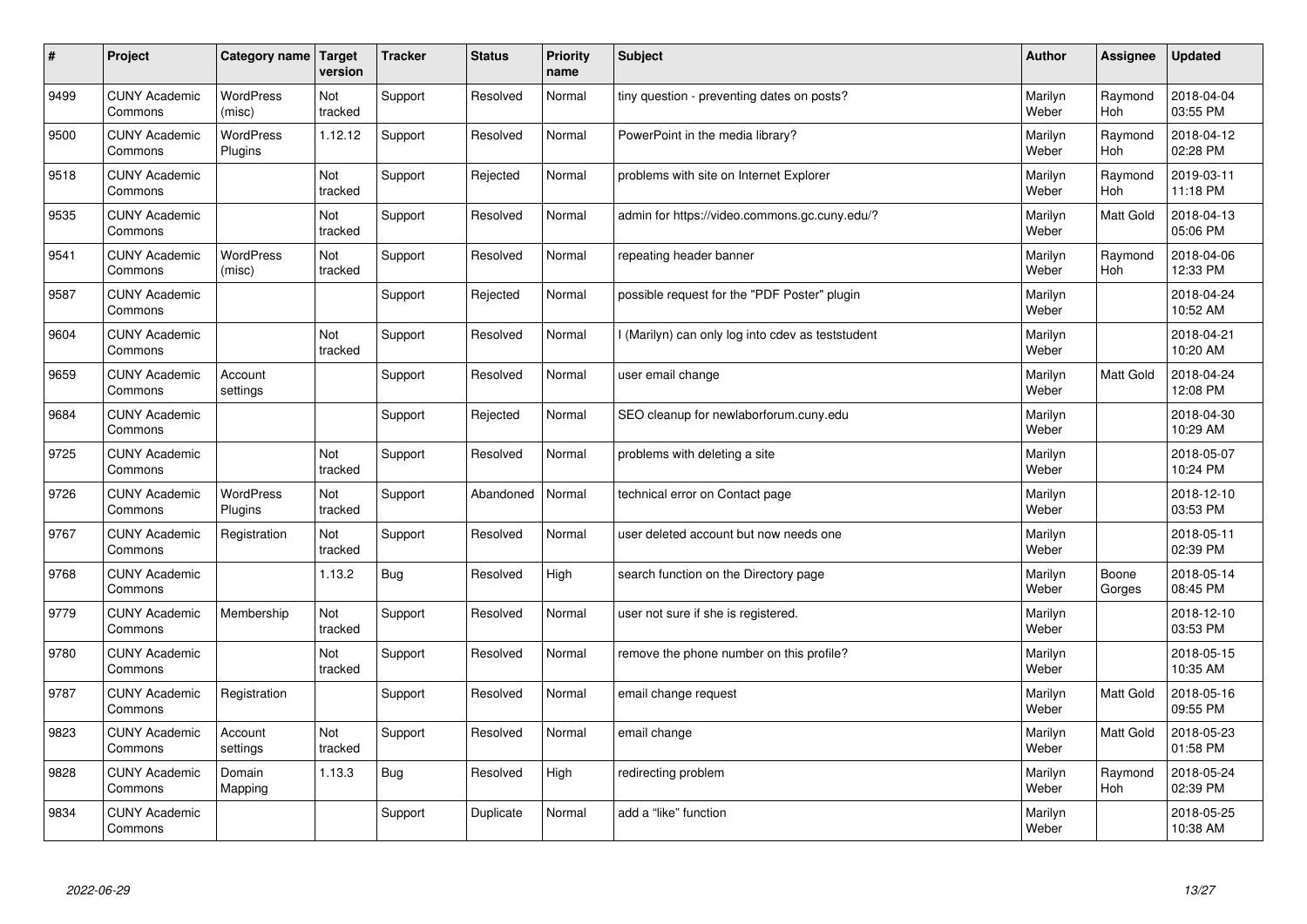| # | Project | Category name | Target version | Tracker | Status | Priority name | Subject | Author | Assignee | Updated |
|---|---|---|---|---|---|---|---|---|---|---|
| 9499 | CUNY Academic Commons | WordPress (misc) | Not tracked | Support | Resolved | Normal | tiny question - preventing dates on posts? | Marilyn Weber | Raymond Hoh | 2018-04-04 03:55 PM |
| 9500 | CUNY Academic Commons | WordPress Plugins | 1.12.12 | Support | Resolved | Normal | PowerPoint in the media library? | Marilyn Weber | Raymond Hoh | 2018-04-12 02:28 PM |
| 9518 | CUNY Academic Commons | | Not tracked | Support | Rejected | Normal | problems with site on Internet Explorer | Marilyn Weber | Raymond Hoh | 2019-03-11 11:18 PM |
| 9535 | CUNY Academic Commons | | Not tracked | Support | Resolved | Normal | admin for https://video.commons.gc.cuny.edu/? | Marilyn Weber | Matt Gold | 2018-04-13 05:06 PM |
| 9541 | CUNY Academic Commons | WordPress (misc) | Not tracked | Support | Resolved | Normal | repeating header banner | Marilyn Weber | Raymond Hoh | 2018-04-06 12:33 PM |
| 9587 | CUNY Academic Commons | | | Support | Rejected | Normal | possible request for the "PDF Poster" plugin | Marilyn Weber | | 2018-04-24 10:52 AM |
| 9604 | CUNY Academic Commons | | Not tracked | Support | Resolved | Normal | I (Marilyn) can only log into cdev as teststudent | Marilyn Weber | | 2018-04-21 10:20 AM |
| 9659 | CUNY Academic Commons | Account settings | | Support | Resolved | Normal | user email change | Marilyn Weber | Matt Gold | 2018-04-24 12:08 PM |
| 9684 | CUNY Academic Commons | | | Support | Rejected | Normal | SEO cleanup for newlaborforum.cuny.edu | Marilyn Weber | | 2018-04-30 10:29 AM |
| 9725 | CUNY Academic Commons | | Not tracked | Support | Resolved | Normal | problems with deleting a site | Marilyn Weber | | 2018-05-07 10:24 PM |
| 9726 | CUNY Academic Commons | WordPress Plugins | Not tracked | Support | Abandoned | Normal | technical error on Contact page | Marilyn Weber | | 2018-12-10 03:53 PM |
| 9767 | CUNY Academic Commons | Registration | Not tracked | Support | Resolved | Normal | user deleted account but now needs one | Marilyn Weber | | 2018-05-11 02:39 PM |
| 9768 | CUNY Academic Commons | | 1.13.2 | Bug | Resolved | High | search function on the Directory page | Marilyn Weber | Boone Gorges | 2018-05-14 08:45 PM |
| 9779 | CUNY Academic Commons | Membership | Not tracked | Support | Resolved | Normal | user not sure if she is registered. | Marilyn Weber | | 2018-12-10 03:53 PM |
| 9780 | CUNY Academic Commons | | Not tracked | Support | Resolved | Normal | remove the phone number on this profile? | Marilyn Weber | | 2018-05-15 10:35 AM |
| 9787 | CUNY Academic Commons | Registration | | Support | Resolved | Normal | email change request | Marilyn Weber | Matt Gold | 2018-05-16 09:55 PM |
| 9823 | CUNY Academic Commons | Account settings | Not tracked | Support | Resolved | Normal | email change | Marilyn Weber | Matt Gold | 2018-05-23 01:58 PM |
| 9828 | CUNY Academic Commons | Domain Mapping | 1.13.3 | Bug | Resolved | High | redirecting problem | Marilyn Weber | Raymond Hoh | 2018-05-24 02:39 PM |
| 9834 | CUNY Academic Commons | | | Support | Duplicate | Normal | add a "like" function | Marilyn Weber | | 2018-05-25 10:38 AM |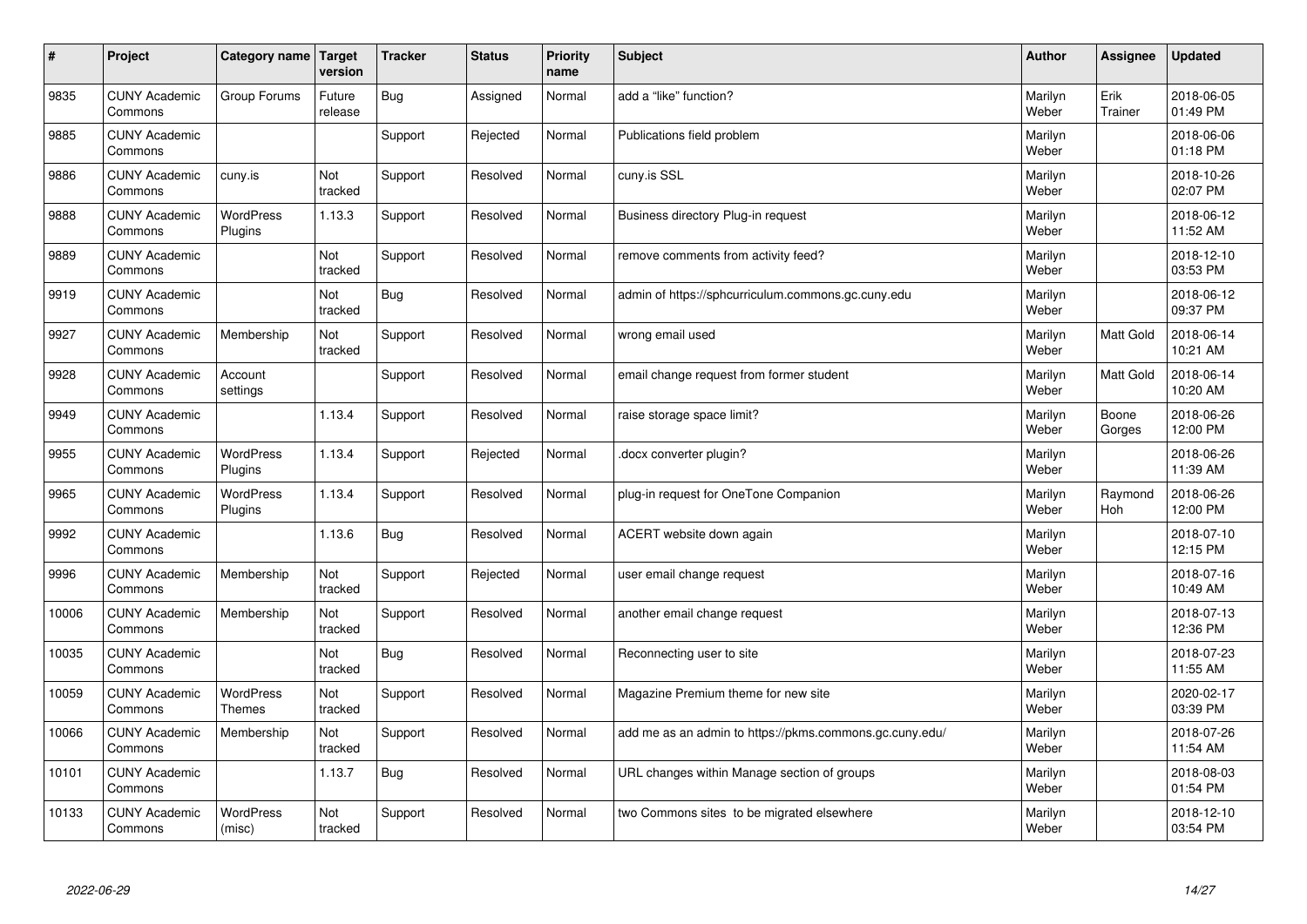| # | Project | Category name | Target version | Tracker | Status | Priority name | Subject | Author | Assignee | Updated |
|---|---|---|---|---|---|---|---|---|---|---|
| 9835 | CUNY Academic Commons | Group Forums | Future release | Bug | Assigned | Normal | add a "like" function? | Marilyn Weber | Erik Trainer | 2018-06-05 01:49 PM |
| 9885 | CUNY Academic Commons | | | Support | Rejected | Normal | Publications field problem | Marilyn Weber | | 2018-06-06 01:18 PM |
| 9886 | CUNY Academic Commons | cuny.is | Not tracked | Support | Resolved | Normal | cuny.is SSL | Marilyn Weber | | 2018-10-26 02:07 PM |
| 9888 | CUNY Academic Commons | WordPress Plugins | 1.13.3 | Support | Resolved | Normal | Business directory Plug-in request | Marilyn Weber | | 2018-06-12 11:52 AM |
| 9889 | CUNY Academic Commons | | Not tracked | Support | Resolved | Normal | remove comments from activity feed? | Marilyn Weber | | 2018-12-10 03:53 PM |
| 9919 | CUNY Academic Commons | | Not tracked | Bug | Resolved | Normal | admin of https://sphcurriculum.commons.gc.cuny.edu | Marilyn Weber | | 2018-06-12 09:37 PM |
| 9927 | CUNY Academic Commons | Membership | Not tracked | Support | Resolved | Normal | wrong email used | Marilyn Weber | Matt Gold | 2018-06-14 10:21 AM |
| 9928 | CUNY Academic Commons | Account settings | | Support | Resolved | Normal | email change request from former student | Marilyn Weber | Matt Gold | 2018-06-14 10:20 AM |
| 9949 | CUNY Academic Commons | | 1.13.4 | Support | Resolved | Normal | raise storage space limit? | Marilyn Weber | Boone Gorges | 2018-06-26 12:00 PM |
| 9955 | CUNY Academic Commons | WordPress Plugins | 1.13.4 | Support | Rejected | Normal | .docx converter plugin? | Marilyn Weber | | 2018-06-26 11:39 AM |
| 9965 | CUNY Academic Commons | WordPress Plugins | 1.13.4 | Support | Resolved | Normal | plug-in request for OneTone Companion | Marilyn Weber | Raymond Hoh | 2018-06-26 12:00 PM |
| 9992 | CUNY Academic Commons | | 1.13.6 | Bug | Resolved | Normal | ACERT website down again | Marilyn Weber | | 2018-07-10 12:15 PM |
| 9996 | CUNY Academic Commons | Membership | Not tracked | Support | Rejected | Normal | user email change request | Marilyn Weber | | 2018-07-16 10:49 AM |
| 10006 | CUNY Academic Commons | Membership | Not tracked | Support | Resolved | Normal | another email change request | Marilyn Weber | | 2018-07-13 12:36 PM |
| 10035 | CUNY Academic Commons | | Not tracked | Bug | Resolved | Normal | Reconnecting user to site | Marilyn Weber | | 2018-07-23 11:55 AM |
| 10059 | CUNY Academic Commons | WordPress Themes | Not tracked | Support | Resolved | Normal | Magazine Premium theme for new site | Marilyn Weber | | 2020-02-17 03:39 PM |
| 10066 | CUNY Academic Commons | Membership | Not tracked | Support | Resolved | Normal | add me as an admin to https://pkms.commons.gc.cuny.edu/ | Marilyn Weber | | 2018-07-26 11:54 AM |
| 10101 | CUNY Academic Commons | | 1.13.7 | Bug | Resolved | Normal | URL changes within Manage section of groups | Marilyn Weber | | 2018-08-03 01:54 PM |
| 10133 | CUNY Academic Commons | WordPress (misc) | Not tracked | Support | Resolved | Normal | two Commons sites to be migrated elsewhere | Marilyn Weber | | 2018-12-10 03:54 PM |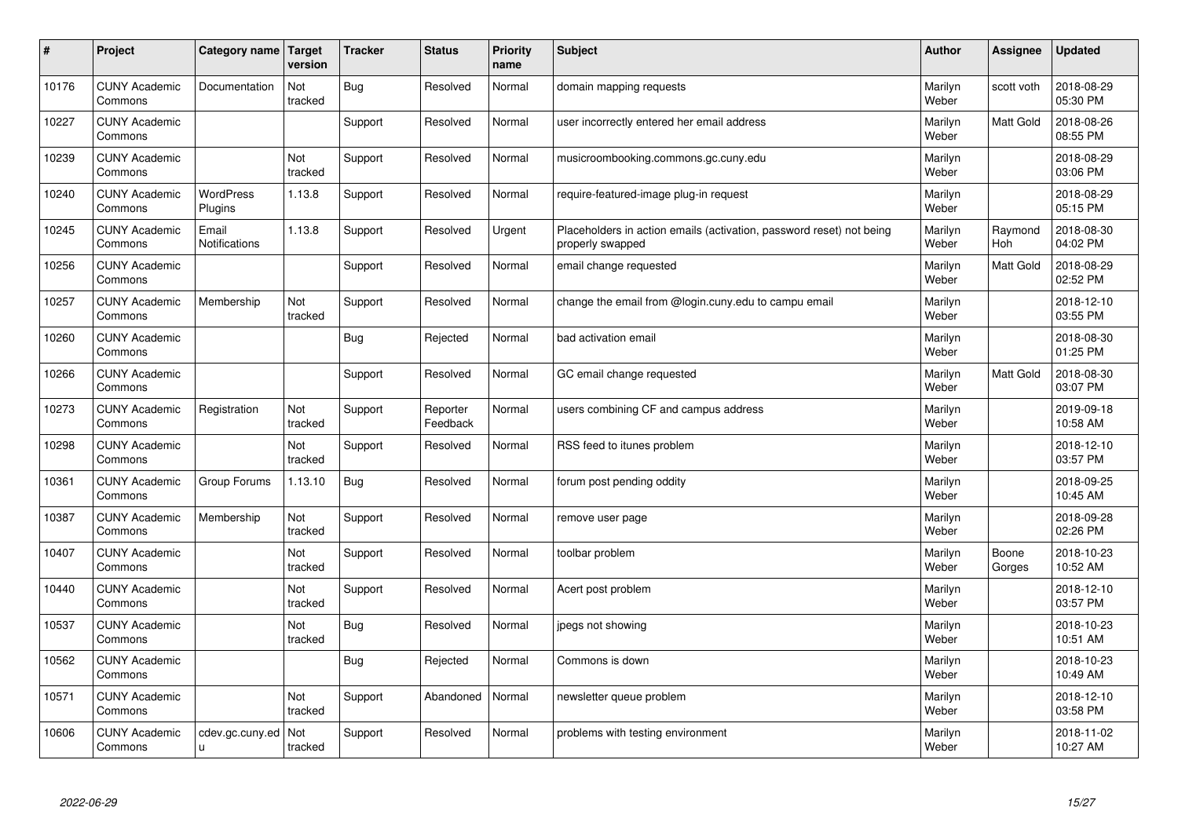| # | Project | Category name | Target version | Tracker | Status | Priority name | Subject | Author | Assignee | Updated |
|---|---|---|---|---|---|---|---|---|---|---|
| 10176 | CUNY Academic Commons | Documentation | Not tracked | Bug | Resolved | Normal | domain mapping requests | Marilyn Weber | scott voth | 2018-08-29 05:30 PM |
| 10227 | CUNY Academic Commons | | | Support | Resolved | Normal | user incorrectly entered her email address | Marilyn Weber | Matt Gold | 2018-08-26 08:55 PM |
| 10239 | CUNY Academic Commons | | Not tracked | Support | Resolved | Normal | musicroombooking.commons.gc.cuny.edu | Marilyn Weber | | 2018-08-29 03:06 PM |
| 10240 | CUNY Academic Commons | WordPress Plugins | 1.13.8 | Support | Resolved | Normal | require-featured-image plug-in request | Marilyn Weber | | 2018-08-29 05:15 PM |
| 10245 | CUNY Academic Commons | Email Notifications | 1.13.8 | Support | Resolved | Urgent | Placeholders in action emails (activation, password reset) not being properly swapped | Marilyn Weber | Raymond Hoh | 2018-08-30 04:02 PM |
| 10256 | CUNY Academic Commons | | | Support | Resolved | Normal | email change requested | Marilyn Weber | Matt Gold | 2018-08-29 02:52 PM |
| 10257 | CUNY Academic Commons | Membership | Not tracked | Support | Resolved | Normal | change the email from @login.cuny.edu to campu email | Marilyn Weber | | 2018-12-10 03:55 PM |
| 10260 | CUNY Academic Commons | | | Bug | Rejected | Normal | bad activation email | Marilyn Weber | | 2018-08-30 01:25 PM |
| 10266 | CUNY Academic Commons | | | Support | Resolved | Normal | GC email change requested | Marilyn Weber | Matt Gold | 2018-08-30 03:07 PM |
| 10273 | CUNY Academic Commons | Registration | Not tracked | Support | Reporter Feedback | Normal | users combining CF and campus address | Marilyn Weber | | 2019-09-18 10:58 AM |
| 10298 | CUNY Academic Commons | | Not tracked | Support | Resolved | Normal | RSS feed to itunes problem | Marilyn Weber | | 2018-12-10 03:57 PM |
| 10361 | CUNY Academic Commons | Group Forums | 1.13.10 | Bug | Resolved | Normal | forum post pending oddity | Marilyn Weber | | 2018-09-25 10:45 AM |
| 10387 | CUNY Academic Commons | Membership | Not tracked | Support | Resolved | Normal | remove user page | Marilyn Weber | | 2018-09-28 02:26 PM |
| 10407 | CUNY Academic Commons | | Not tracked | Support | Resolved | Normal | toolbar problem | Marilyn Weber | Boone Gorges | 2018-10-23 10:52 AM |
| 10440 | CUNY Academic Commons | | Not tracked | Support | Resolved | Normal | Acert post problem | Marilyn Weber | | 2018-12-10 03:57 PM |
| 10537 | CUNY Academic Commons | | Not tracked | Bug | Resolved | Normal | jpegs not showing | Marilyn Weber | | 2018-10-23 10:51 AM |
| 10562 | CUNY Academic Commons | | | Bug | Rejected | Normal | Commons is down | Marilyn Weber | | 2018-10-23 10:49 AM |
| 10571 | CUNY Academic Commons | | Not tracked | Support | Abandoned | Normal | newsletter queue problem | Marilyn Weber | | 2018-12-10 03:58 PM |
| 10606 | CUNY Academic Commons | cdev.gc.cuny.edu | Not tracked | Support | Resolved | Normal | problems with testing environment | Marilyn Weber | | 2018-11-02 10:27 AM |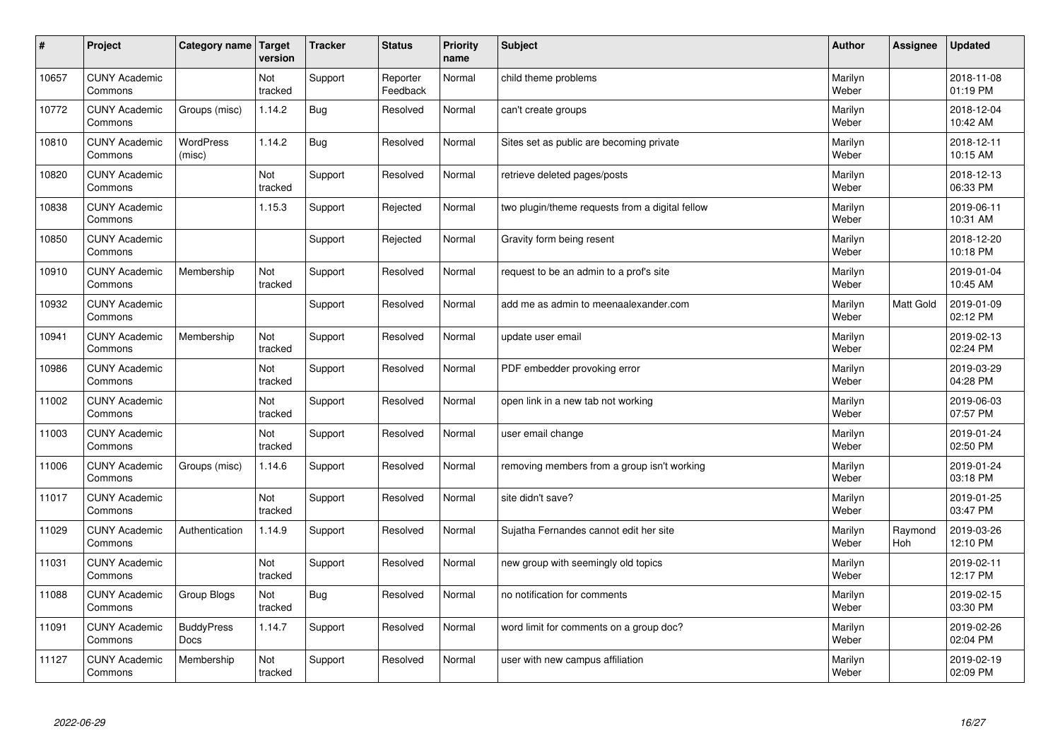| # | Project | Category name | Target version | Tracker | Status | Priority name | Subject | Author | Assignee | Updated |
|---|---|---|---|---|---|---|---|---|---|---|
| 10657 | CUNY Academic Commons | | Not tracked | Support | Reporter Feedback | Normal | child theme problems | Marilyn Weber | | 2018-11-08 01:19 PM |
| 10772 | CUNY Academic Commons | Groups (misc) | 1.14.2 | Bug | Resolved | Normal | can't create groups | Marilyn Weber | | 2018-12-04 10:42 AM |
| 10810 | CUNY Academic Commons | WordPress (misc) | 1.14.2 | Bug | Resolved | Normal | Sites set as public are becoming private | Marilyn Weber | | 2018-12-11 10:15 AM |
| 10820 | CUNY Academic Commons | | Not tracked | Support | Resolved | Normal | retrieve deleted pages/posts | Marilyn Weber | | 2018-12-13 06:33 PM |
| 10838 | CUNY Academic Commons | | 1.15.3 | Support | Rejected | Normal | two plugin/theme requests from a digital fellow | Marilyn Weber | | 2019-06-11 10:31 AM |
| 10850 | CUNY Academic Commons | | | Support | Rejected | Normal | Gravity form being resent | Marilyn Weber | | 2018-12-20 10:18 PM |
| 10910 | CUNY Academic Commons | Membership | Not tracked | Support | Resolved | Normal | request to be an admin to a prof's site | Marilyn Weber | | 2019-01-04 10:45 AM |
| 10932 | CUNY Academic Commons | | | Support | Resolved | Normal | add me as admin to meenaalexander.com | Marilyn Weber | Matt Gold | 2019-01-09 02:12 PM |
| 10941 | CUNY Academic Commons | Membership | Not tracked | Support | Resolved | Normal | update user email | Marilyn Weber | | 2019-02-13 02:24 PM |
| 10986 | CUNY Academic Commons | | Not tracked | Support | Resolved | Normal | PDF embedder provoking error | Marilyn Weber | | 2019-03-29 04:28 PM |
| 11002 | CUNY Academic Commons | | Not tracked | Support | Resolved | Normal | open link in a new tab not working | Marilyn Weber | | 2019-06-03 07:57 PM |
| 11003 | CUNY Academic Commons | | Not tracked | Support | Resolved | Normal | user email change | Marilyn Weber | | 2019-01-24 02:50 PM |
| 11006 | CUNY Academic Commons | Groups (misc) | 1.14.6 | Support | Resolved | Normal | removing members from a group isn't working | Marilyn Weber | | 2019-01-24 03:18 PM |
| 11017 | CUNY Academic Commons | | Not tracked | Support | Resolved | Normal | site didn't save? | Marilyn Weber | | 2019-01-25 03:47 PM |
| 11029 | CUNY Academic Commons | Authentication | 1.14.9 | Support | Resolved | Normal | Sujatha Fernandes cannot edit her site | Marilyn Weber | Raymond Hoh | 2019-03-26 12:10 PM |
| 11031 | CUNY Academic Commons | | Not tracked | Support | Resolved | Normal | new group with seemingly old topics | Marilyn Weber | | 2019-02-11 12:17 PM |
| 11088 | CUNY Academic Commons | Group Blogs | Not tracked | Bug | Resolved | Normal | no notification for comments | Marilyn Weber | | 2019-02-15 03:30 PM |
| 11091 | CUNY Academic Commons | BuddyPress Docs | 1.14.7 | Support | Resolved | Normal | word limit for comments on a group doc? | Marilyn Weber | | 2019-02-26 02:04 PM |
| 11127 | CUNY Academic Commons | Membership | Not tracked | Support | Resolved | Normal | user with new campus affiliation | Marilyn Weber | | 2019-02-19 02:09 PM |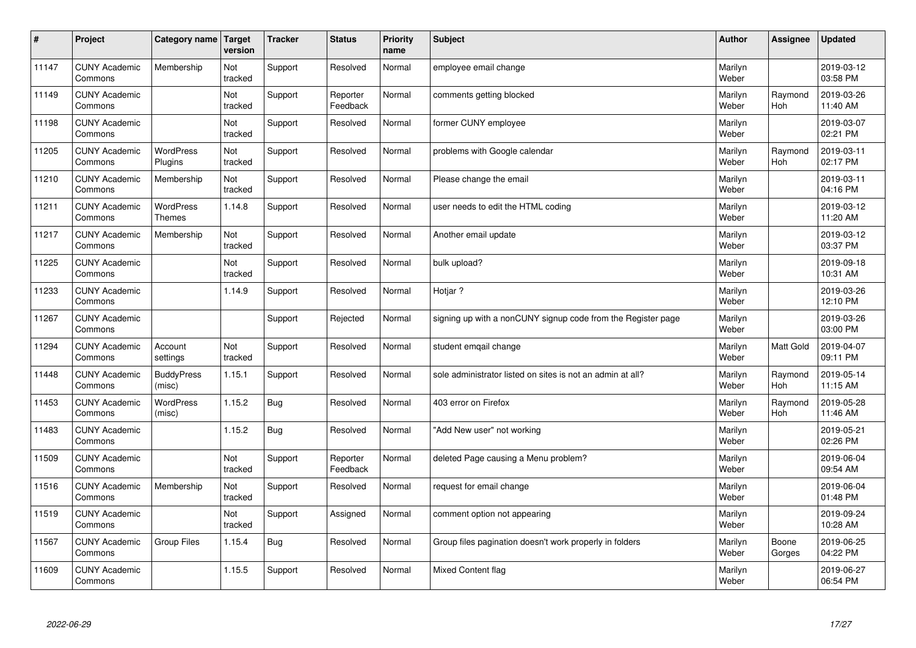| # | Project | Category name | Target version | Tracker | Status | Priority name | Subject | Author | Assignee | Updated |
|---|---|---|---|---|---|---|---|---|---|---|
| 11147 | CUNY Academic Commons | Membership | Not tracked | Support | Resolved | Normal | employee email change | Marilyn Weber | | 2019-03-12 03:58 PM |
| 11149 | CUNY Academic Commons | | Not tracked | Support | Reporter Feedback | Normal | comments getting blocked | Marilyn Weber | Raymond Hoh | 2019-03-26 11:40 AM |
| 11198 | CUNY Academic Commons | | Not tracked | Support | Resolved | Normal | former CUNY employee | Marilyn Weber | | 2019-03-07 02:21 PM |
| 11205 | CUNY Academic Commons | WordPress Plugins | Not tracked | Support | Resolved | Normal | problems with Google calendar | Marilyn Weber | Raymond Hoh | 2019-03-11 02:17 PM |
| 11210 | CUNY Academic Commons | Membership | Not tracked | Support | Resolved | Normal | Please change the email | Marilyn Weber | | 2019-03-11 04:16 PM |
| 11211 | CUNY Academic Commons | WordPress Themes | 1.14.8 | Support | Resolved | Normal | user needs to edit the HTML coding | Marilyn Weber | | 2019-03-12 11:20 AM |
| 11217 | CUNY Academic Commons | Membership | Not tracked | Support | Resolved | Normal | Another email update | Marilyn Weber | | 2019-03-12 03:37 PM |
| 11225 | CUNY Academic Commons | | Not tracked | Support | Resolved | Normal | bulk upload? | Marilyn Weber | | 2019-09-18 10:31 AM |
| 11233 | CUNY Academic Commons | | 1.14.9 | Support | Resolved | Normal | Hotjar ? | Marilyn Weber | | 2019-03-26 12:10 PM |
| 11267 | CUNY Academic Commons | | | Support | Rejected | Normal | signing up with a nonCUNY signup code from the Register page | Marilyn Weber | | 2019-03-26 03:00 PM |
| 11294 | CUNY Academic Commons | Account settings | Not tracked | Support | Resolved | Normal | student emqail change | Marilyn Weber | Matt Gold | 2019-04-07 09:11 PM |
| 11448 | CUNY Academic Commons | BuddyPress (misc) | 1.15.1 | Support | Resolved | Normal | sole administrator listed on sites is not an admin at all? | Marilyn Weber | Raymond Hoh | 2019-05-14 11:15 AM |
| 11453 | CUNY Academic Commons | WordPress (misc) | 1.15.2 | Bug | Resolved | Normal | 403 error on Firefox | Marilyn Weber | Raymond Hoh | 2019-05-28 11:46 AM |
| 11483 | CUNY Academic Commons | | 1.15.2 | Bug | Resolved | Normal | "Add New user" not working | Marilyn Weber | | 2019-05-21 02:26 PM |
| 11509 | CUNY Academic Commons | | Not tracked | Support | Reporter Feedback | Normal | deleted Page causing a Menu problem? | Marilyn Weber | | 2019-06-04 09:54 AM |
| 11516 | CUNY Academic Commons | Membership | Not tracked | Support | Resolved | Normal | request for email change | Marilyn Weber | | 2019-06-04 01:48 PM |
| 11519 | CUNY Academic Commons | | Not tracked | Support | Assigned | Normal | comment option not appearing | Marilyn Weber | | 2019-09-24 10:28 AM |
| 11567 | CUNY Academic Commons | Group Files | 1.15.4 | Bug | Resolved | Normal | Group files pagination doesn't work properly in folders | Marilyn Weber | Boone Gorges | 2019-06-25 04:22 PM |
| 11609 | CUNY Academic Commons | | 1.15.5 | Support | Resolved | Normal | Mixed Content flag | Marilyn Weber | | 2019-06-27 06:54 PM |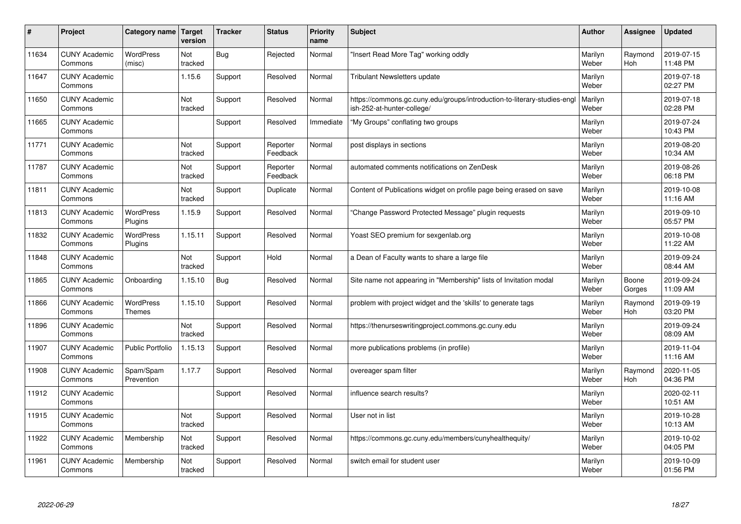| # | Project | Category name | Target version | Tracker | Status | Priority name | Subject | Author | Assignee | Updated |
|---|---|---|---|---|---|---|---|---|---|---|
| 11634 | CUNY Academic Commons | WordPress (misc) | Not tracked | Bug | Rejected | Normal | "Insert Read More Tag" working oddly | Marilyn Weber | Raymond Hoh | 2019-07-15 11:48 PM |
| 11647 | CUNY Academic Commons | | 1.15.6 | Support | Resolved | Normal | Tribulant Newsletters update | Marilyn Weber | | 2019-07-18 02:27 PM |
| 11650 | CUNY Academic Commons | | Not tracked | Support | Resolved | Normal | https://commons.gc.cuny.edu/groups/introduction-to-literary-studies-english-252-at-hunter-college/ | Marilyn Weber | | 2019-07-18 02:28 PM |
| 11665 | CUNY Academic Commons | | | Support | Resolved | Immediate | "My Groups" conflating two groups | Marilyn Weber | | 2019-07-24 10:43 PM |
| 11771 | CUNY Academic Commons | | Not tracked | Support | Reporter Feedback | Normal | post displays in sections | Marilyn Weber | | 2019-08-20 10:34 AM |
| 11787 | CUNY Academic Commons | | Not tracked | Support | Reporter Feedback | Normal | automated comments notifications on ZenDesk | Marilyn Weber | | 2019-08-26 06:18 PM |
| 11811 | CUNY Academic Commons | | Not tracked | Support | Duplicate | Normal | Content of Publications widget on profile page being erased on save | Marilyn Weber | | 2019-10-08 11:16 AM |
| 11813 | CUNY Academic Commons | WordPress Plugins | 1.15.9 | Support | Resolved | Normal | "Change Password Protected Message" plugin requests | Marilyn Weber | | 2019-09-10 05:57 PM |
| 11832 | CUNY Academic Commons | WordPress Plugins | 1.15.11 | Support | Resolved | Normal | Yoast SEO premium for sexgenlab.org | Marilyn Weber | | 2019-10-08 11:22 AM |
| 11848 | CUNY Academic Commons | | Not tracked | Support | Hold | Normal | a Dean of Faculty wants to share a large file | Marilyn Weber | | 2019-09-24 08:44 AM |
| 11865 | CUNY Academic Commons | Onboarding | 1.15.10 | Bug | Resolved | Normal | Site name not appearing in "Membership" lists of Invitation modal | Marilyn Weber | Boone Gorges | 2019-09-24 11:09 AM |
| 11866 | CUNY Academic Commons | WordPress Themes | 1.15.10 | Support | Resolved | Normal | problem with project widget and the 'skills' to generate tags | Marilyn Weber | Raymond Hoh | 2019-09-19 03:20 PM |
| 11896 | CUNY Academic Commons | | Not tracked | Support | Resolved | Normal | https://thenurseswritingproject.commons.gc.cuny.edu | Marilyn Weber | | 2019-09-24 08:09 AM |
| 11907 | CUNY Academic Commons | Public Portfolio | 1.15.13 | Support | Resolved | Normal | more publications problems (in profile) | Marilyn Weber | | 2019-11-04 11:16 AM |
| 11908 | CUNY Academic Commons | Spam/Spam Prevention | 1.17.7 | Support | Resolved | Normal | overeager spam filter | Marilyn Weber | Raymond Hoh | 2020-11-05 04:36 PM |
| 11912 | CUNY Academic Commons | | | Support | Resolved | Normal | influence search results? | Marilyn Weber | | 2020-02-11 10:51 AM |
| 11915 | CUNY Academic Commons | | Not tracked | Support | Resolved | Normal | User not in list | Marilyn Weber | | 2019-10-28 10:13 AM |
| 11922 | CUNY Academic Commons | Membership | Not tracked | Support | Resolved | Normal | https://commons.gc.cuny.edu/members/cunyhealthequity/ | Marilyn Weber | | 2019-10-02 04:05 PM |
| 11961 | CUNY Academic Commons | Membership | Not tracked | Support | Resolved | Normal | switch email for student user | Marilyn Weber | | 2019-10-09 01:56 PM |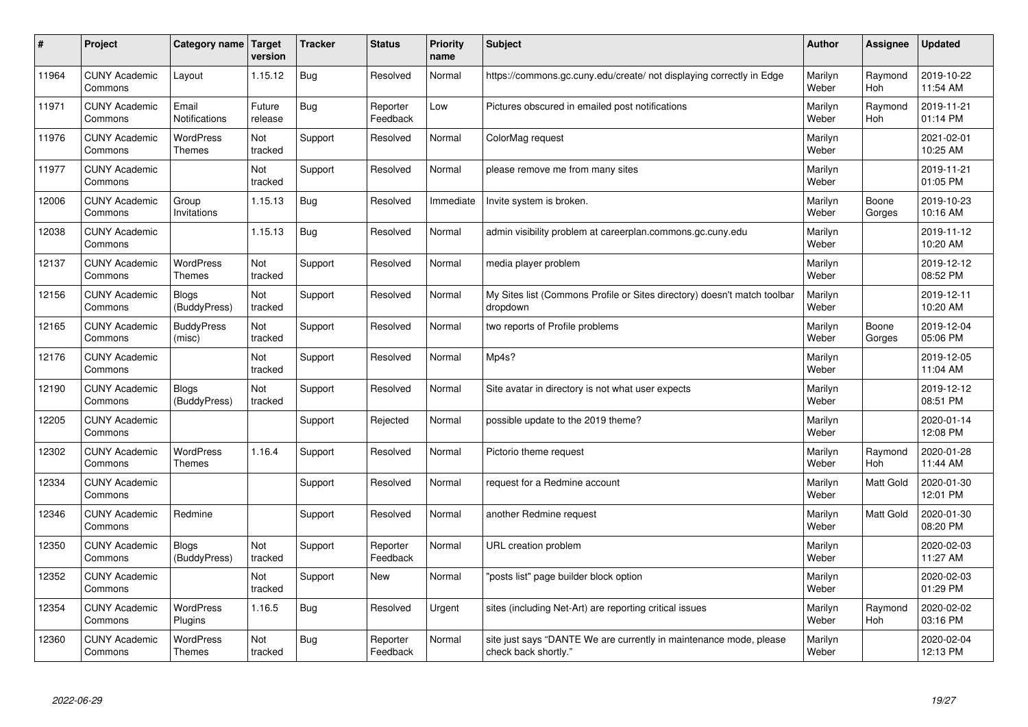| # | Project | Category name | Target version | Tracker | Status | Priority name | Subject | Author | Assignee | Updated |
|---|---|---|---|---|---|---|---|---|---|---|
| 11964 | CUNY Academic Commons | Layout | 1.15.12 | Bug | Resolved | Normal | https://commons.gc.cuny.edu/create/ not displaying correctly in Edge | Marilyn Weber | Raymond Hoh | 2019-10-22 11:54 AM |
| 11971 | CUNY Academic Commons | Email Notifications | Future release | Bug | Reporter Feedback | Low | Pictures obscured in emailed post notifications | Marilyn Weber | Raymond Hoh | 2019-11-21 01:14 PM |
| 11976 | CUNY Academic Commons | WordPress Themes | Not tracked | Support | Resolved | Normal | ColorMag request | Marilyn Weber | | 2021-02-01 10:25 AM |
| 11977 | CUNY Academic Commons | | Not tracked | Support | Resolved | Normal | please remove me from many sites | Marilyn Weber | | 2019-11-21 01:05 PM |
| 12006 | CUNY Academic Commons | Group Invitations | 1.15.13 | Bug | Resolved | Immediate | Invite system is broken. | Marilyn Weber | Boone Gorges | 2019-10-23 10:16 AM |
| 12038 | CUNY Academic Commons | | 1.15.13 | Bug | Resolved | Normal | admin visibility problem at careerplan.commons.gc.cuny.edu | Marilyn Weber | | 2019-11-12 10:20 AM |
| 12137 | CUNY Academic Commons | WordPress Themes | Not tracked | Support | Resolved | Normal | media player problem | Marilyn Weber | | 2019-12-12 08:52 PM |
| 12156 | CUNY Academic Commons | Blogs (BuddyPress) | Not tracked | Support | Resolved | Normal | My Sites list (Commons Profile or Sites directory) doesn't match toolbar dropdown | Marilyn Weber | | 2019-12-11 10:20 AM |
| 12165 | CUNY Academic Commons | BuddyPress (misc) | Not tracked | Support | Resolved | Normal | two reports of Profile problems | Marilyn Weber | Boone Gorges | 2019-12-04 05:06 PM |
| 12176 | CUNY Academic Commons | | Not tracked | Support | Resolved | Normal | Mp4s? | Marilyn Weber | | 2019-12-05 11:04 AM |
| 12190 | CUNY Academic Commons | Blogs (BuddyPress) | Not tracked | Support | Resolved | Normal | Site avatar in directory is not what user expects | Marilyn Weber | | 2019-12-12 08:51 PM |
| 12205 | CUNY Academic Commons | | | Support | Rejected | Normal | possible update to the 2019 theme? | Marilyn Weber | | 2020-01-14 12:08 PM |
| 12302 | CUNY Academic Commons | WordPress Themes | 1.16.4 | Support | Resolved | Normal | Pictorio theme request | Marilyn Weber | Raymond Hoh | 2020-01-28 11:44 AM |
| 12334 | CUNY Academic Commons | | | Support | Resolved | Normal | request for a Redmine account | Marilyn Weber | Matt Gold | 2020-01-30 12:01 PM |
| 12346 | CUNY Academic Commons | Redmine | | Support | Resolved | Normal | another Redmine request | Marilyn Weber | Matt Gold | 2020-01-30 08:20 PM |
| 12350 | CUNY Academic Commons | Blogs (BuddyPress) | Not tracked | Support | Reporter Feedback | Normal | URL creation problem | Marilyn Weber | | 2020-02-03 11:27 AM |
| 12352 | CUNY Academic Commons | | Not tracked | Support | New | Normal | "posts list" page builder block option | Marilyn Weber | | 2020-02-03 01:29 PM |
| 12354 | CUNY Academic Commons | WordPress Plugins | 1.16.5 | Bug | Resolved | Urgent | sites (including Net-Art) are reporting critical issues | Marilyn Weber | Raymond Hoh | 2020-02-02 03:16 PM |
| 12360 | CUNY Academic Commons | WordPress Themes | Not tracked | Bug | Reporter Feedback | Normal | site just says "DANTE We are currently in maintenance mode, please check back shortly." | Marilyn Weber | | 2020-02-04 12:13 PM |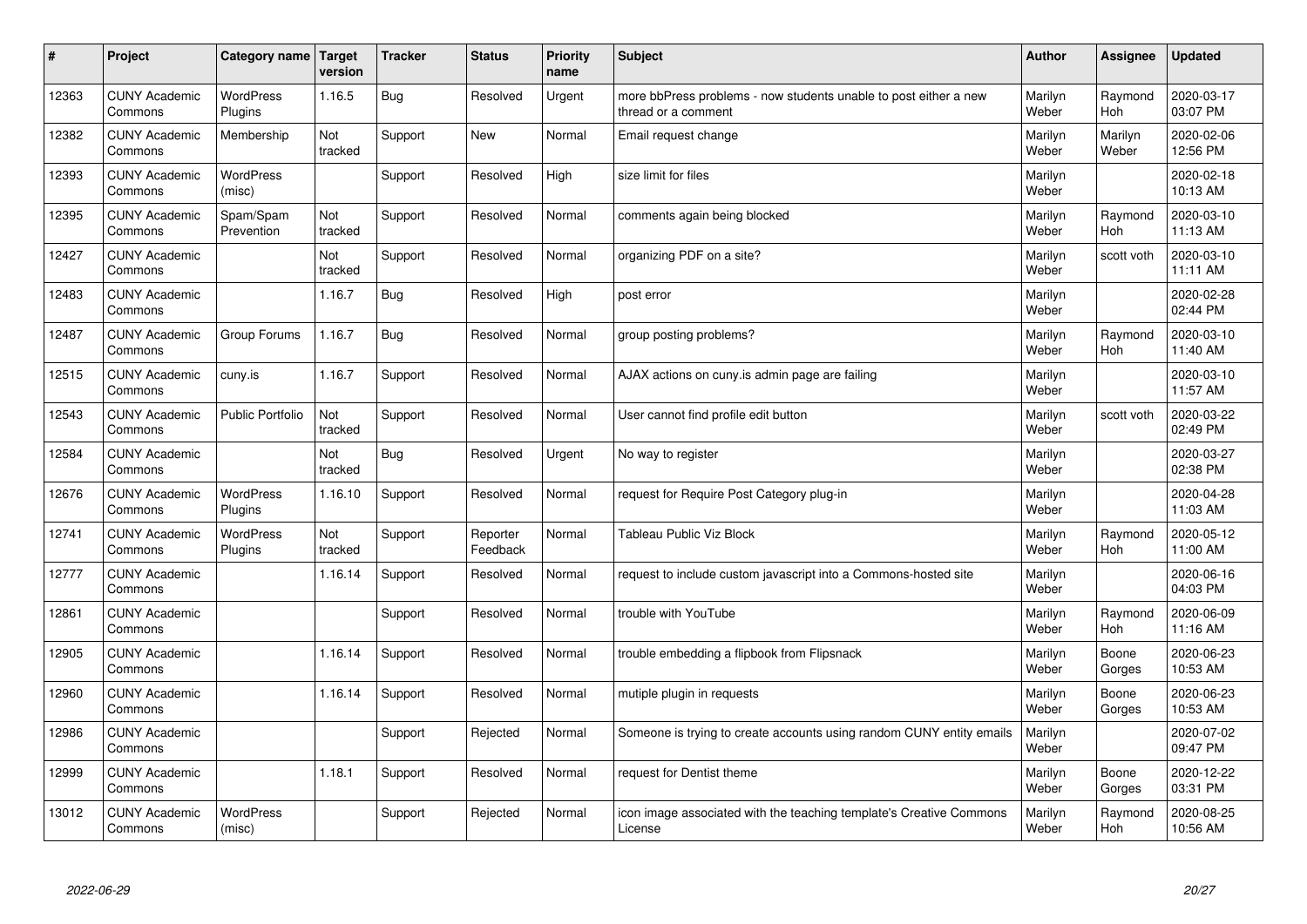| # | Project | Category name | Target version | Tracker | Status | Priority name | Subject | Author | Assignee | Updated |
|---|---|---|---|---|---|---|---|---|---|---|
| 12363 | CUNY Academic Commons | WordPress Plugins | 1.16.5 | Bug | Resolved | Urgent | more bbPress problems - now students unable to post either a new thread or a comment | Marilyn Weber | Raymond Hoh | 2020-03-17 03:07 PM |
| 12382 | CUNY Academic Commons | Membership | Not tracked | Support | New | Normal | Email request change | Marilyn Weber | Marilyn Weber | 2020-02-06 12:56 PM |
| 12393 | CUNY Academic Commons | WordPress (misc) | | Support | Resolved | High | size limit for files | Marilyn Weber | | 2020-02-18 10:13 AM |
| 12395 | CUNY Academic Commons | Spam/Spam Prevention | Not tracked | Support | Resolved | Normal | comments again being blocked | Marilyn Weber | Raymond Hoh | 2020-03-10 11:13 AM |
| 12427 | CUNY Academic Commons | | Not tracked | Support | Resolved | Normal | organizing PDF on a site? | Marilyn Weber | scott voth | 2020-03-10 11:11 AM |
| 12483 | CUNY Academic Commons | | 1.16.7 | Bug | Resolved | High | post error | Marilyn Weber | | 2020-02-28 02:44 PM |
| 12487 | CUNY Academic Commons | Group Forums | 1.16.7 | Bug | Resolved | Normal | group posting problems? | Marilyn Weber | Raymond Hoh | 2020-03-10 11:40 AM |
| 12515 | CUNY Academic Commons | cuny.is | 1.16.7 | Support | Resolved | Normal | AJAX actions on cuny.is admin page are failing | Marilyn Weber | | 2020-03-10 11:57 AM |
| 12543 | CUNY Academic Commons | Public Portfolio | Not tracked | Support | Resolved | Normal | User cannot find profile edit button | Marilyn Weber | scott voth | 2020-03-22 02:49 PM |
| 12584 | CUNY Academic Commons | | Not tracked | Bug | Resolved | Urgent | No way to register | Marilyn Weber | | 2020-03-27 02:38 PM |
| 12676 | CUNY Academic Commons | WordPress Plugins | 1.16.10 | Support | Resolved | Normal | request for Require Post Category plug-in | Marilyn Weber | | 2020-04-28 11:03 AM |
| 12741 | CUNY Academic Commons | WordPress Plugins | Not tracked | Support | Reporter Feedback | Normal | Tableau Public Viz Block | Marilyn Weber | Raymond Hoh | 2020-05-12 11:00 AM |
| 12777 | CUNY Academic Commons | | 1.16.14 | Support | Resolved | Normal | request to include custom javascript into a Commons-hosted site | Marilyn Weber | | 2020-06-16 04:03 PM |
| 12861 | CUNY Academic Commons | | | Support | Resolved | Normal | trouble with YouTube | Marilyn Weber | Raymond Hoh | 2020-06-09 11:16 AM |
| 12905 | CUNY Academic Commons | | 1.16.14 | Support | Resolved | Normal | trouble embedding a flipbook from Flipsnack | Marilyn Weber | Boone Gorges | 2020-06-23 10:53 AM |
| 12960 | CUNY Academic Commons | | 1.16.14 | Support | Resolved | Normal | mutiple plugin in requests | Marilyn Weber | Boone Gorges | 2020-06-23 10:53 AM |
| 12986 | CUNY Academic Commons | | | Support | Rejected | Normal | Someone is trying to create accounts using random CUNY entity emails | Marilyn Weber | | 2020-07-02 09:47 PM |
| 12999 | CUNY Academic Commons | | 1.18.1 | Support | Resolved | Normal | request for Dentist theme | Marilyn Weber | Boone Gorges | 2020-12-22 03:31 PM |
| 13012 | CUNY Academic Commons | WordPress (misc) | | Support | Rejected | Normal | icon image associated with the teaching template's Creative Commons License | Marilyn Weber | Raymond Hoh | 2020-08-25 10:56 AM |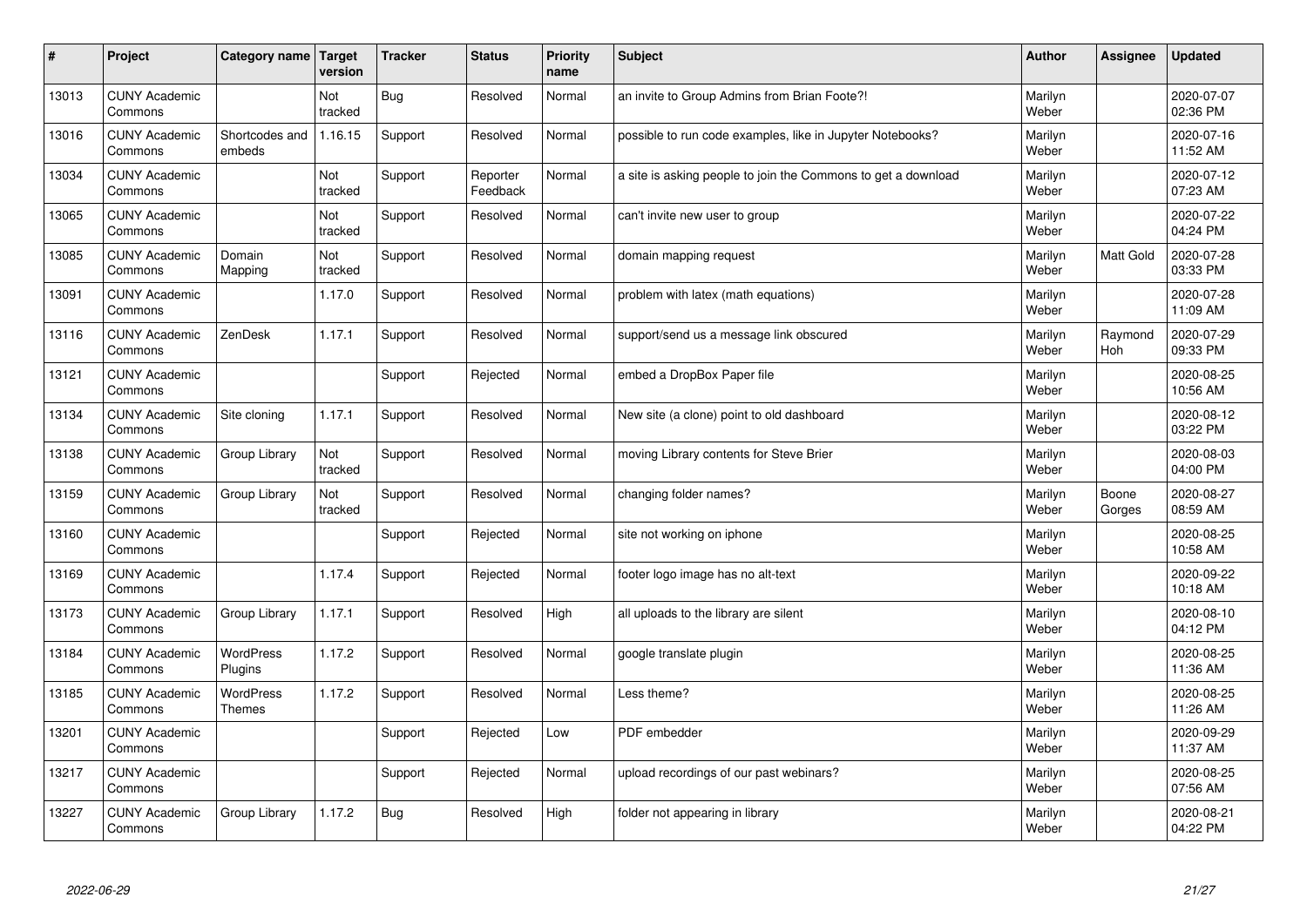| # | Project | Category name | Target version | Tracker | Status | Priority name | Subject | Author | Assignee | Updated |
|---|---|---|---|---|---|---|---|---|---|---|
| 13013 | CUNY Academic Commons | | Not tracked | Bug | Resolved | Normal | an invite to Group Admins from Brian Foote?! | Marilyn Weber | | 2020-07-07 02:36 PM |
| 13016 | CUNY Academic Commons | Shortcodes and embeds | 1.16.15 | Support | Resolved | Normal | possible to run code examples, like in Jupyter Notebooks? | Marilyn Weber | | 2020-07-16 11:52 AM |
| 13034 | CUNY Academic Commons | | Not tracked | Support | Reporter Feedback | Normal | a site is asking people to join the Commons to get a download | Marilyn Weber | | 2020-07-12 07:23 AM |
| 13065 | CUNY Academic Commons | | Not tracked | Support | Resolved | Normal | can't invite new user to group | Marilyn Weber | | 2020-07-22 04:24 PM |
| 13085 | CUNY Academic Commons | Domain Mapping | Not tracked | Support | Resolved | Normal | domain mapping request | Marilyn Weber | Matt Gold | 2020-07-28 03:33 PM |
| 13091 | CUNY Academic Commons | | 1.17.0 | Support | Resolved | Normal | problem with latex (math equations) | Marilyn Weber | | 2020-07-28 11:09 AM |
| 13116 | CUNY Academic Commons | ZenDesk | 1.17.1 | Support | Resolved | Normal | support/send us a message link obscured | Marilyn Weber | Raymond Hoh | 2020-07-29 09:33 PM |
| 13121 | CUNY Academic Commons | | | Support | Rejected | Normal | embed a DropBox Paper file | Marilyn Weber | | 2020-08-25 10:56 AM |
| 13134 | CUNY Academic Commons | Site cloning | 1.17.1 | Support | Resolved | Normal | New site (a clone) point to old dashboard | Marilyn Weber | | 2020-08-12 03:22 PM |
| 13138 | CUNY Academic Commons | Group Library | Not tracked | Support | Resolved | Normal | moving Library contents for Steve Brier | Marilyn Weber | | 2020-08-03 04:00 PM |
| 13159 | CUNY Academic Commons | Group Library | Not tracked | Support | Resolved | Normal | changing folder names? | Marilyn Weber | Boone Gorges | 2020-08-27 08:59 AM |
| 13160 | CUNY Academic Commons | | | Support | Rejected | Normal | site not working on iphone | Marilyn Weber | | 2020-08-25 10:58 AM |
| 13169 | CUNY Academic Commons | | 1.17.4 | Support | Rejected | Normal | footer logo image has no alt-text | Marilyn Weber | | 2020-09-22 10:18 AM |
| 13173 | CUNY Academic Commons | Group Library | 1.17.1 | Support | Resolved | High | all uploads to the library are silent | Marilyn Weber | | 2020-08-10 04:12 PM |
| 13184 | CUNY Academic Commons | WordPress Plugins | 1.17.2 | Support | Resolved | Normal | google translate plugin | Marilyn Weber | | 2020-08-25 11:36 AM |
| 13185 | CUNY Academic Commons | WordPress Themes | 1.17.2 | Support | Resolved | Normal | Less theme? | Marilyn Weber | | 2020-08-25 11:26 AM |
| 13201 | CUNY Academic Commons | | | Support | Rejected | Low | PDF embedder | Marilyn Weber | | 2020-09-29 11:37 AM |
| 13217 | CUNY Academic Commons | | | Support | Rejected | Normal | upload recordings of our past webinars? | Marilyn Weber | | 2020-08-25 07:56 AM |
| 13227 | CUNY Academic Commons | Group Library | 1.17.2 | Bug | Resolved | High | folder not appearing in library | Marilyn Weber | | 2020-08-21 04:22 PM |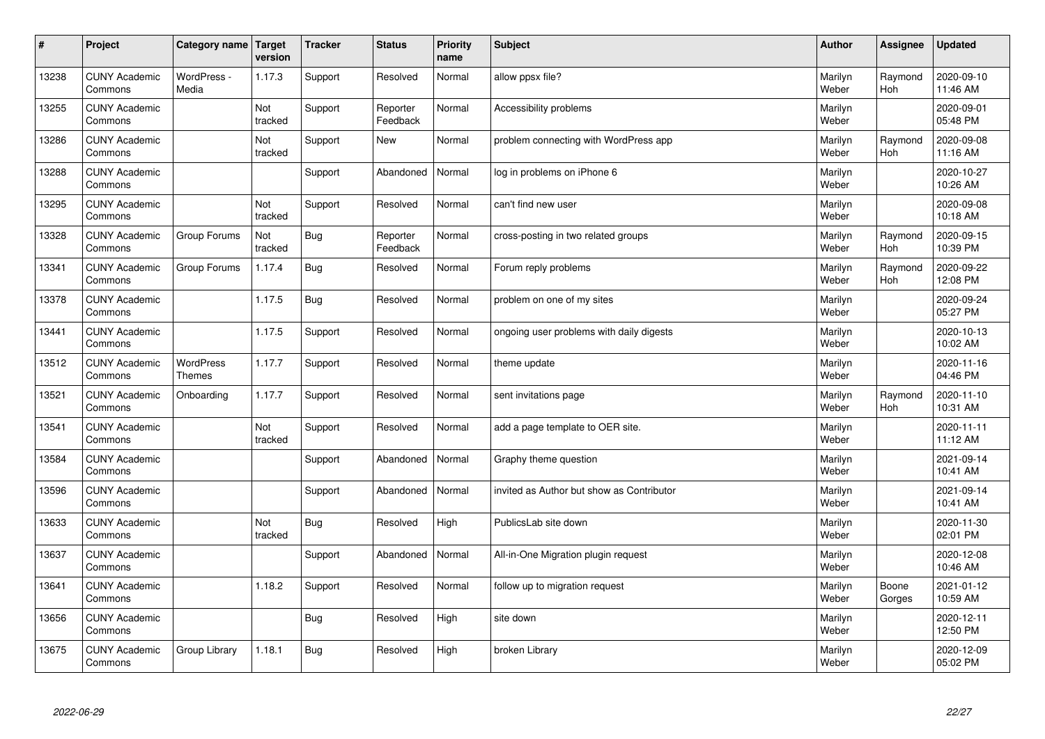| # | Project | Category name | Target version | Tracker | Status | Priority name | Subject | Author | Assignee | Updated |
|---|---|---|---|---|---|---|---|---|---|---|
| 13238 | CUNY Academic Commons | WordPress - Media | 1.17.3 | Support | Resolved | Normal | allow ppsx file? | Marilyn Weber | Raymond Hoh | 2020-09-10 11:46 AM |
| 13255 | CUNY Academic Commons | | Not tracked | Support | Reporter Feedback | Normal | Accessibility problems | Marilyn Weber | | 2020-09-01 05:48 PM |
| 13286 | CUNY Academic Commons | | Not tracked | Support | New | Normal | problem connecting with WordPress app | Marilyn Weber | Raymond Hoh | 2020-09-08 11:16 AM |
| 13288 | CUNY Academic Commons | | | Support | Abandoned | Normal | log in problems on iPhone 6 | Marilyn Weber | | 2020-10-27 10:26 AM |
| 13295 | CUNY Academic Commons | | Not tracked | Support | Resolved | Normal | can't find new user | Marilyn Weber | | 2020-09-08 10:18 AM |
| 13328 | CUNY Academic Commons | Group Forums | Not tracked | Bug | Reporter Feedback | Normal | cross-posting in two related groups | Marilyn Weber | Raymond Hoh | 2020-09-15 10:39 PM |
| 13341 | CUNY Academic Commons | Group Forums | 1.17.4 | Bug | Resolved | Normal | Forum reply problems | Marilyn Weber | Raymond Hoh | 2020-09-22 12:08 PM |
| 13378 | CUNY Academic Commons | | 1.17.5 | Bug | Resolved | Normal | problem on one of my sites | Marilyn Weber | | 2020-09-24 05:27 PM |
| 13441 | CUNY Academic Commons | | 1.17.5 | Support | Resolved | Normal | ongoing user problems with daily digests | Marilyn Weber | | 2020-10-13 10:02 AM |
| 13512 | CUNY Academic Commons | WordPress Themes | 1.17.7 | Support | Resolved | Normal | theme update | Marilyn Weber | | 2020-11-16 04:46 PM |
| 13521 | CUNY Academic Commons | Onboarding | 1.17.7 | Support | Resolved | Normal | sent invitations page | Marilyn Weber | Raymond Hoh | 2020-11-10 10:31 AM |
| 13541 | CUNY Academic Commons | | Not tracked | Support | Resolved | Normal | add a page template to OER site. | Marilyn Weber | | 2020-11-11 11:12 AM |
| 13584 | CUNY Academic Commons | | | Support | Abandoned | Normal | Graphy theme question | Marilyn Weber | | 2021-09-14 10:41 AM |
| 13596 | CUNY Academic Commons | | | Support | Abandoned | Normal | invited as Author but show as Contributor | Marilyn Weber | | 2021-09-14 10:41 AM |
| 13633 | CUNY Academic Commons | | Not tracked | Bug | Resolved | High | PublicsLab site down | Marilyn Weber | | 2020-11-30 02:01 PM |
| 13637 | CUNY Academic Commons | | | Support | Abandoned | Normal | All-in-One Migration plugin request | Marilyn Weber | | 2020-12-08 10:46 AM |
| 13641 | CUNY Academic Commons | | 1.18.2 | Support | Resolved | Normal | follow up to migration request | Marilyn Weber | Boone Gorges | 2021-01-12 10:59 AM |
| 13656 | CUNY Academic Commons | | | Bug | Resolved | High | site down | Marilyn Weber | | 2020-12-11 12:50 PM |
| 13675 | CUNY Academic Commons | Group Library | 1.18.1 | Bug | Resolved | High | broken Library | Marilyn Weber | | 2020-12-09 05:02 PM |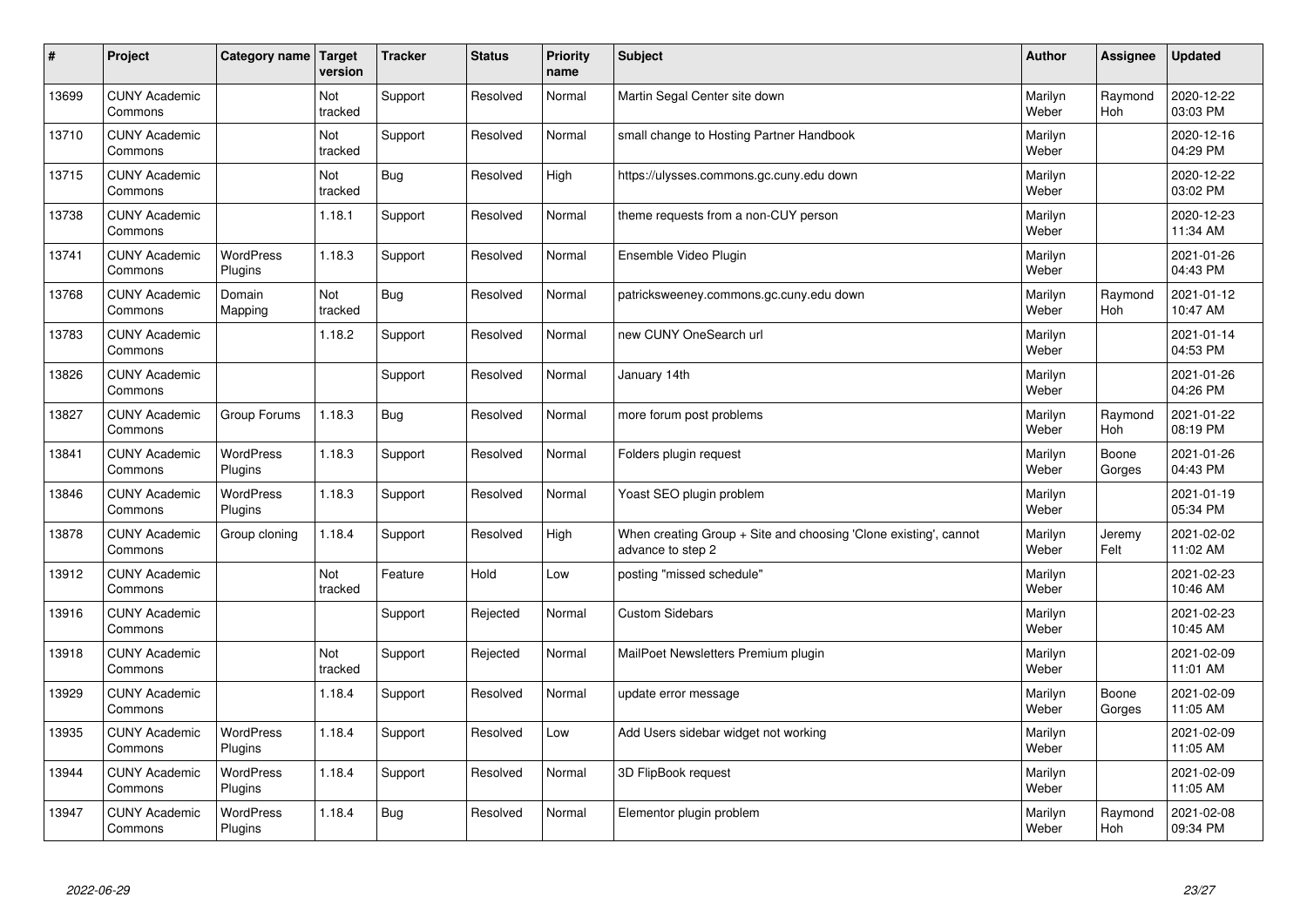| # | Project | Category name | Target version | Tracker | Status | Priority name | Subject | Author | Assignee | Updated |
|---|---|---|---|---|---|---|---|---|---|---|
| 13699 | CUNY Academic Commons | | Not tracked | Support | Resolved | Normal | Martin Segal Center site down | Marilyn Weber | Raymond Hoh | 2020-12-22 03:03 PM |
| 13710 | CUNY Academic Commons | | Not tracked | Support | Resolved | Normal | small change to Hosting Partner Handbook | Marilyn Weber | | 2020-12-16 04:29 PM |
| 13715 | CUNY Academic Commons | | Not tracked | Bug | Resolved | High | https://ulysses.commons.gc.cuny.edu down | Marilyn Weber | | 2020-12-22 03:02 PM |
| 13738 | CUNY Academic Commons | | 1.18.1 | Support | Resolved | Normal | theme requests from a non-CUY person | Marilyn Weber | | 2020-12-23 11:34 AM |
| 13741 | CUNY Academic Commons | WordPress Plugins | 1.18.3 | Support | Resolved | Normal | Ensemble Video Plugin | Marilyn Weber | | 2021-01-26 04:43 PM |
| 13768 | CUNY Academic Commons | Domain Mapping | Not tracked | Bug | Resolved | Normal | patricksweeney.commons.gc.cuny.edu down | Marilyn Weber | Raymond Hoh | 2021-01-12 10:47 AM |
| 13783 | CUNY Academic Commons | | 1.18.2 | Support | Resolved | Normal | new CUNY OneSearch url | Marilyn Weber | | 2021-01-14 04:53 PM |
| 13826 | CUNY Academic Commons | | | Support | Resolved | Normal | January 14th | Marilyn Weber | | 2021-01-26 04:26 PM |
| 13827 | CUNY Academic Commons | Group Forums | 1.18.3 | Bug | Resolved | Normal | more forum post problems | Marilyn Weber | Raymond Hoh | 2021-01-22 08:19 PM |
| 13841 | CUNY Academic Commons | WordPress Plugins | 1.18.3 | Support | Resolved | Normal | Folders plugin request | Marilyn Weber | Boone Gorges | 2021-01-26 04:43 PM |
| 13846 | CUNY Academic Commons | WordPress Plugins | 1.18.3 | Support | Resolved | Normal | Yoast SEO plugin problem | Marilyn Weber | | 2021-01-19 05:34 PM |
| 13878 | CUNY Academic Commons | Group cloning | 1.18.4 | Support | Resolved | High | When creating Group + Site and choosing 'Clone existing', cannot advance to step 2 | Marilyn Weber | Jeremy Felt | 2021-02-02 11:02 AM |
| 13912 | CUNY Academic Commons | | Not tracked | Feature | Hold | Low | posting "missed schedule" | Marilyn Weber | | 2021-02-23 10:46 AM |
| 13916 | CUNY Academic Commons | | | Support | Rejected | Normal | Custom Sidebars | Marilyn Weber | | 2021-02-23 10:45 AM |
| 13918 | CUNY Academic Commons | | Not tracked | Support | Rejected | Normal | MailPoet Newsletters Premium plugin | Marilyn Weber | | 2021-02-09 11:01 AM |
| 13929 | CUNY Academic Commons | | 1.18.4 | Support | Resolved | Normal | update error message | Marilyn Weber | Boone Gorges | 2021-02-09 11:05 AM |
| 13935 | CUNY Academic Commons | WordPress Plugins | 1.18.4 | Support | Resolved | Low | Add Users sidebar widget not working | Marilyn Weber | | 2021-02-09 11:05 AM |
| 13944 | CUNY Academic Commons | WordPress Plugins | 1.18.4 | Support | Resolved | Normal | 3D FlipBook request | Marilyn Weber | | 2021-02-09 11:05 AM |
| 13947 | CUNY Academic Commons | WordPress Plugins | 1.18.4 | Bug | Resolved | Normal | Elementor plugin problem | Marilyn Weber | Raymond Hoh | 2021-02-08 09:34 PM |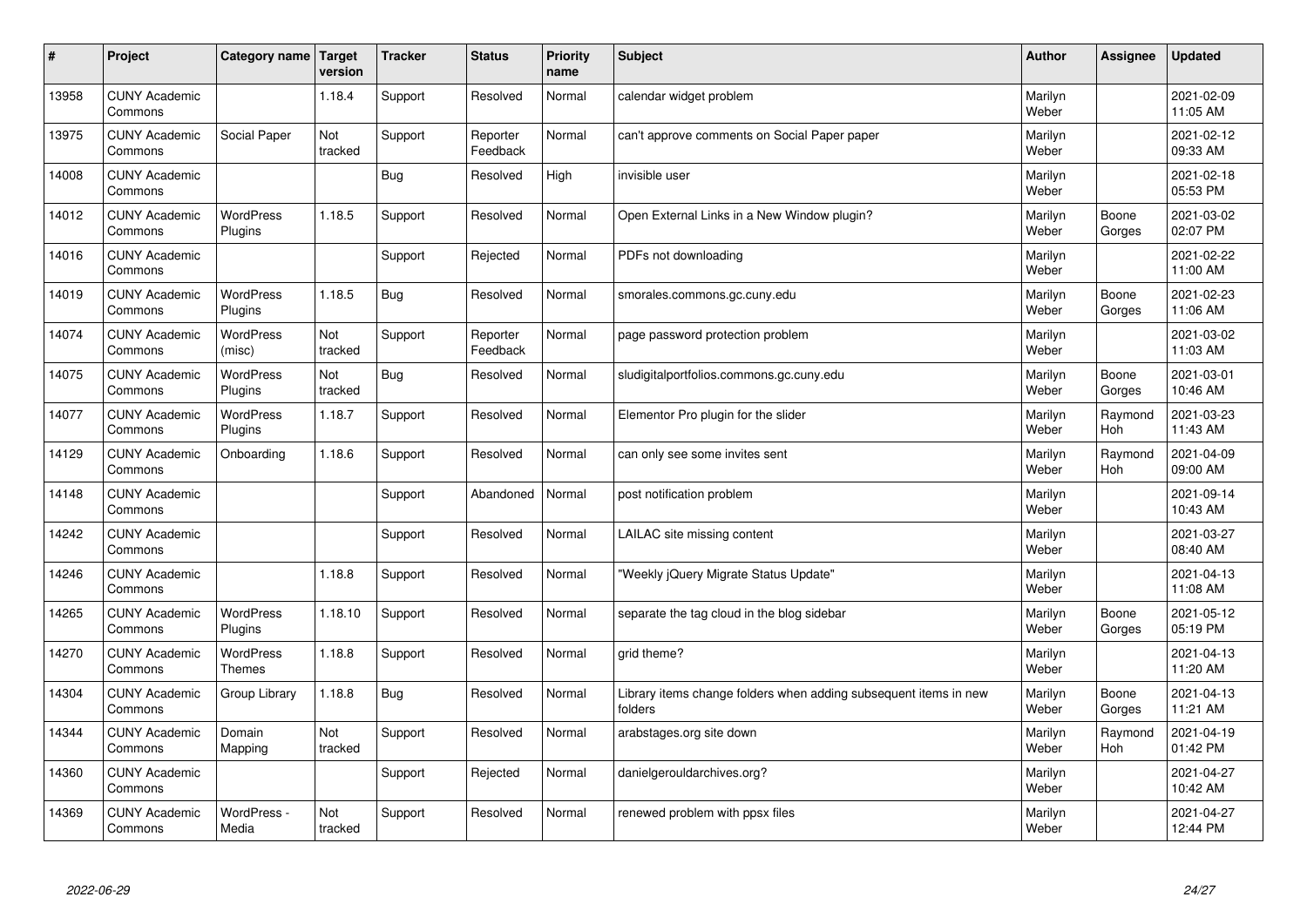| # | Project | Category name | Target version | Tracker | Status | Priority name | Subject | Author | Assignee | Updated |
|---|---|---|---|---|---|---|---|---|---|---|
| 13958 | CUNY Academic Commons | | 1.18.4 | Support | Resolved | Normal | calendar widget problem | Marilyn Weber | | 2021-02-09 11:05 AM |
| 13975 | CUNY Academic Commons | Social Paper | Not tracked | Support | Reporter Feedback | Normal | can't approve comments on Social Paper paper | Marilyn Weber | | 2021-02-12 09:33 AM |
| 14008 | CUNY Academic Commons | | | Bug | Resolved | High | invisible user | Marilyn Weber | | 2021-02-18 05:53 PM |
| 14012 | CUNY Academic Commons | WordPress Plugins | 1.18.5 | Support | Resolved | Normal | Open External Links in a New Window plugin? | Marilyn Weber | Boone Gorges | 2021-03-02 02:07 PM |
| 14016 | CUNY Academic Commons | | | Support | Rejected | Normal | PDFs not downloading | Marilyn Weber | | 2021-02-22 11:00 AM |
| 14019 | CUNY Academic Commons | WordPress Plugins | 1.18.5 | Bug | Resolved | Normal | smorales.commons.gc.cuny.edu | Marilyn Weber | Boone Gorges | 2021-02-23 11:06 AM |
| 14074 | CUNY Academic Commons | WordPress (misc) | Not tracked | Support | Reporter Feedback | Normal | page password protection problem | Marilyn Weber | | 2021-03-02 11:03 AM |
| 14075 | CUNY Academic Commons | WordPress Plugins | Not tracked | Bug | Resolved | Normal | sludigitalportfolios.commons.gc.cuny.edu | Marilyn Weber | Boone Gorges | 2021-03-01 10:46 AM |
| 14077 | CUNY Academic Commons | WordPress Plugins | 1.18.7 | Support | Resolved | Normal | Elementor Pro plugin for the slider | Marilyn Weber | Raymond Hoh | 2021-03-23 11:43 AM |
| 14129 | CUNY Academic Commons | Onboarding | 1.18.6 | Support | Resolved | Normal | can only see some invites sent | Marilyn Weber | Raymond Hoh | 2021-04-09 09:00 AM |
| 14148 | CUNY Academic Commons | | | Support | Abandoned | Normal | post notification problem | Marilyn Weber | | 2021-09-14 10:43 AM |
| 14242 | CUNY Academic Commons | | | Support | Resolved | Normal | LAILAC site missing content | Marilyn Weber | | 2021-03-27 08:40 AM |
| 14246 | CUNY Academic Commons | | 1.18.8 | Support | Resolved | Normal | "Weekly jQuery Migrate Status Update" | Marilyn Weber | | 2021-04-13 11:08 AM |
| 14265 | CUNY Academic Commons | WordPress Plugins | 1.18.10 | Support | Resolved | Normal | separate the tag cloud in the blog sidebar | Marilyn Weber | Boone Gorges | 2021-05-12 05:19 PM |
| 14270 | CUNY Academic Commons | WordPress Themes | 1.18.8 | Support | Resolved | Normal | grid theme? | Marilyn Weber | | 2021-04-13 11:20 AM |
| 14304 | CUNY Academic Commons | Group Library | 1.18.8 | Bug | Resolved | Normal | Library items change folders when adding subsequent items in new folders | Marilyn Weber | Boone Gorges | 2021-04-13 11:21 AM |
| 14344 | CUNY Academic Commons | Domain Mapping | Not tracked | Support | Resolved | Normal | arabstages.org site down | Marilyn Weber | Raymond Hoh | 2021-04-19 01:42 PM |
| 14360 | CUNY Academic Commons | | | Support | Rejected | Normal | danielgerouldarchives.org? | Marilyn Weber | | 2021-04-27 10:42 AM |
| 14369 | CUNY Academic Commons | WordPress - Media | Not tracked | Support | Resolved | Normal | renewed problem with ppsx files | Marilyn Weber | | 2021-04-27 12:44 PM |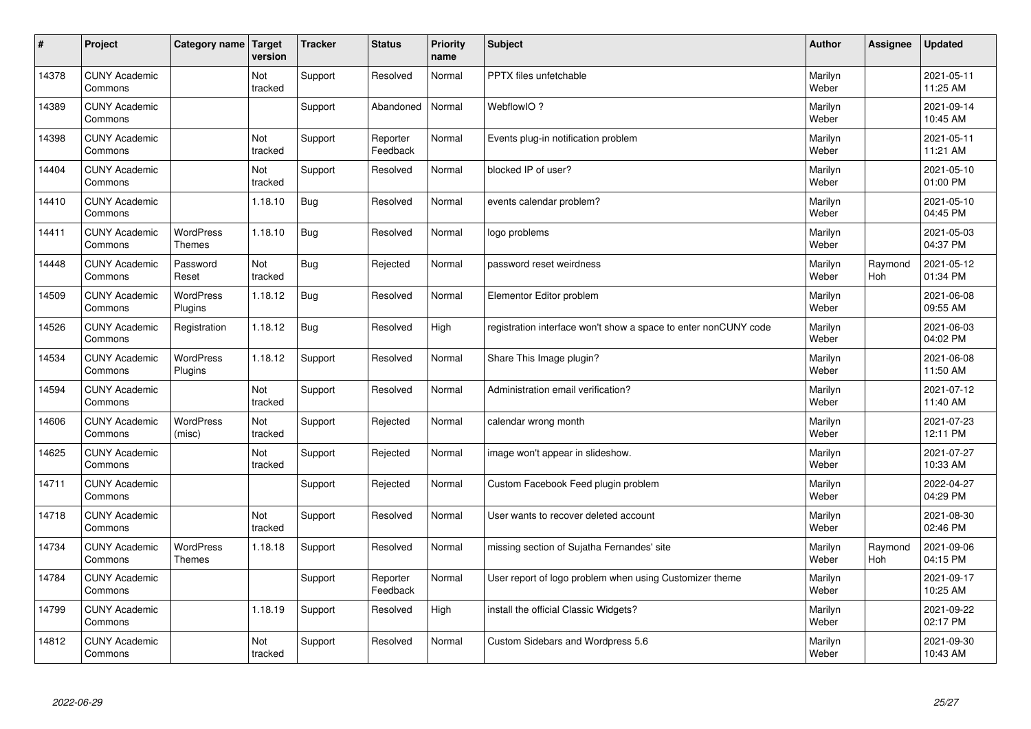| # | Project | Category name | Target version | Tracker | Status | Priority name | Subject | Author | Assignee | Updated |
|---|---|---|---|---|---|---|---|---|---|---|
| 14378 | CUNY Academic Commons | | Not tracked | Support | Resolved | Normal | PPTX files unfetchable | Marilyn Weber | | 2021-05-11 11:25 AM |
| 14389 | CUNY Academic Commons | | | Support | Abandoned | Normal | WebflowIO ? | Marilyn Weber | | 2021-09-14 10:45 AM |
| 14398 | CUNY Academic Commons | | Not tracked | Support | Reporter Feedback | Normal | Events plug-in notification problem | Marilyn Weber | | 2021-05-11 11:21 AM |
| 14404 | CUNY Academic Commons | | Not tracked | Support | Resolved | Normal | blocked IP of user? | Marilyn Weber | | 2021-05-10 01:00 PM |
| 14410 | CUNY Academic Commons | | 1.18.10 | Bug | Resolved | Normal | events calendar problem? | Marilyn Weber | | 2021-05-10 04:45 PM |
| 14411 | CUNY Academic Commons | WordPress Themes | 1.18.10 | Bug | Resolved | Normal | logo problems | Marilyn Weber | | 2021-05-03 04:37 PM |
| 14448 | CUNY Academic Commons | Password Reset | Not tracked | Bug | Rejected | Normal | password reset weirdness | Marilyn Weber | Raymond Hoh | 2021-05-12 01:34 PM |
| 14509 | CUNY Academic Commons | WordPress Plugins | 1.18.12 | Bug | Resolved | Normal | Elementor Editor problem | Marilyn Weber | | 2021-06-08 09:55 AM |
| 14526 | CUNY Academic Commons | Registration | 1.18.12 | Bug | Resolved | High | registration interface won't show a space to enter nonCUNY code | Marilyn Weber | | 2021-06-03 04:02 PM |
| 14534 | CUNY Academic Commons | WordPress Plugins | 1.18.12 | Support | Resolved | Normal | Share This Image plugin? | Marilyn Weber | | 2021-06-08 11:50 AM |
| 14594 | CUNY Academic Commons | | Not tracked | Support | Resolved | Normal | Administration email verification? | Marilyn Weber | | 2021-07-12 11:40 AM |
| 14606 | CUNY Academic Commons | WordPress (misc) | Not tracked | Support | Rejected | Normal | calendar wrong month | Marilyn Weber | | 2021-07-23 12:11 PM |
| 14625 | CUNY Academic Commons | | Not tracked | Support | Rejected | Normal | image won't appear in slideshow. | Marilyn Weber | | 2021-07-27 10:33 AM |
| 14711 | CUNY Academic Commons | | | Support | Rejected | Normal | Custom Facebook Feed plugin problem | Marilyn Weber | | 2022-04-27 04:29 PM |
| 14718 | CUNY Academic Commons | | Not tracked | Support | Resolved | Normal | User wants to recover deleted account | Marilyn Weber | | 2021-08-30 02:46 PM |
| 14734 | CUNY Academic Commons | WordPress Themes | 1.18.18 | Support | Resolved | Normal | missing section of Sujatha Fernandes' site | Marilyn Weber | Raymond Hoh | 2021-09-06 04:15 PM |
| 14784 | CUNY Academic Commons | | | Support | Reporter Feedback | Normal | User report of logo problem when using Customizer theme | Marilyn Weber | | 2021-09-17 10:25 AM |
| 14799 | CUNY Academic Commons | | 1.18.19 | Support | Resolved | High | install the official Classic Widgets? | Marilyn Weber | | 2021-09-22 02:17 PM |
| 14812 | CUNY Academic Commons | | Not tracked | Support | Resolved | Normal | Custom Sidebars and Wordpress 5.6 | Marilyn Weber | | 2021-09-30 10:43 AM |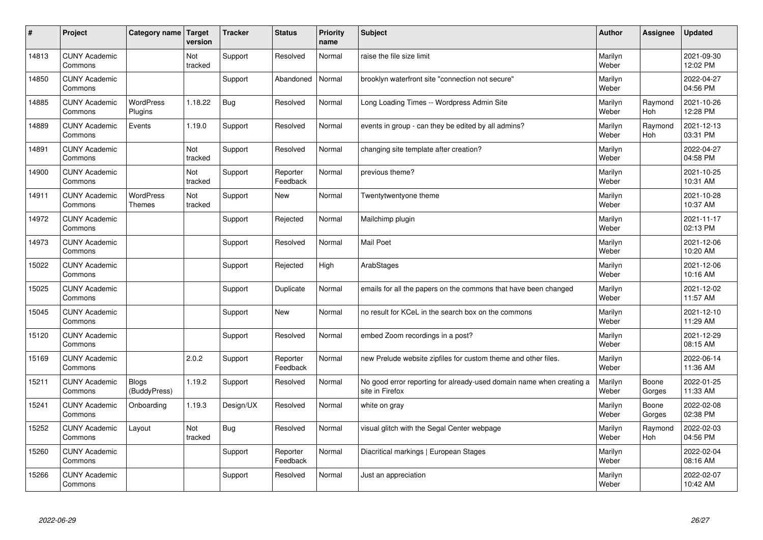| # | Project | Category name | Target version | Tracker | Status | Priority name | Subject | Author | Assignee | Updated |
|---|---|---|---|---|---|---|---|---|---|---|
| 14813 | CUNY Academic Commons | | Not tracked | Support | Resolved | Normal | raise the file size limit | Marilyn Weber | | 2021-09-30 12:02 PM |
| 14850 | CUNY Academic Commons | | | Support | Abandoned | Normal | brooklyn waterfront site "connection not secure" | Marilyn Weber | | 2022-04-27 04:56 PM |
| 14885 | CUNY Academic Commons | WordPress Plugins | 1.18.22 | Bug | Resolved | Normal | Long Loading Times -- Wordpress Admin Site | Marilyn Weber | Raymond Hoh | 2021-10-26 12:28 PM |
| 14889 | CUNY Academic Commons | Events | 1.19.0 | Support | Resolved | Normal | events in group - can they be edited by all admins? | Marilyn Weber | Raymond Hoh | 2021-12-13 03:31 PM |
| 14891 | CUNY Academic Commons | | Not tracked | Support | Resolved | Normal | changing site template after creation? | Marilyn Weber | | 2022-04-27 04:58 PM |
| 14900 | CUNY Academic Commons | | Not tracked | Support | Reporter Feedback | Normal | previous theme? | Marilyn Weber | | 2021-10-25 10:31 AM |
| 14911 | CUNY Academic Commons | WordPress Themes | Not tracked | Support | New | Normal | Twentytwentyone theme | Marilyn Weber | | 2021-10-28 10:37 AM |
| 14972 | CUNY Academic Commons | | | Support | Rejected | Normal | Mailchimp plugin | Marilyn Weber | | 2021-11-17 02:13 PM |
| 14973 | CUNY Academic Commons | | | Support | Resolved | Normal | Mail Poet | Marilyn Weber | | 2021-12-06 10:20 AM |
| 15022 | CUNY Academic Commons | | | Support | Rejected | High | ArabStages | Marilyn Weber | | 2021-12-06 10:16 AM |
| 15025 | CUNY Academic Commons | | | Support | Duplicate | Normal | emails for all the papers on the commons that have been changed | Marilyn Weber | | 2021-12-02 11:57 AM |
| 15045 | CUNY Academic Commons | | | Support | New | Normal | no result for KCeL in the search box on the commons | Marilyn Weber | | 2021-12-10 11:29 AM |
| 15120 | CUNY Academic Commons | | | Support | Resolved | Normal | embed Zoom recordings in a post? | Marilyn Weber | | 2021-12-29 08:15 AM |
| 15169 | CUNY Academic Commons | | 2.0.2 | Support | Reporter Feedback | Normal | new Prelude website zipfiles for custom theme and other files. | Marilyn Weber | | 2022-06-14 11:36 AM |
| 15211 | CUNY Academic Commons | Blogs (BuddyPress) | 1.19.2 | Support | Resolved | Normal | No good error reporting for already-used domain name when creating a site in Firefox | Marilyn Weber | Boone Gorges | 2022-01-25 11:33 AM |
| 15241 | CUNY Academic Commons | Onboarding | 1.19.3 | Design/UX | Resolved | Normal | white on gray | Marilyn Weber | Boone Gorges | 2022-02-08 02:38 PM |
| 15252 | CUNY Academic Commons | Layout | Not tracked | Bug | Resolved | Normal | visual glitch with the Segal Center webpage | Marilyn Weber | Raymond Hoh | 2022-02-03 04:56 PM |
| 15260 | CUNY Academic Commons | | | Support | Reporter Feedback | Normal | Diacritical markings \| European Stages | Marilyn Weber | | 2022-02-04 08:16 AM |
| 15266 | CUNY Academic Commons | | | Support | Resolved | Normal | Just an appreciation | Marilyn Weber | | 2022-02-07 10:42 AM |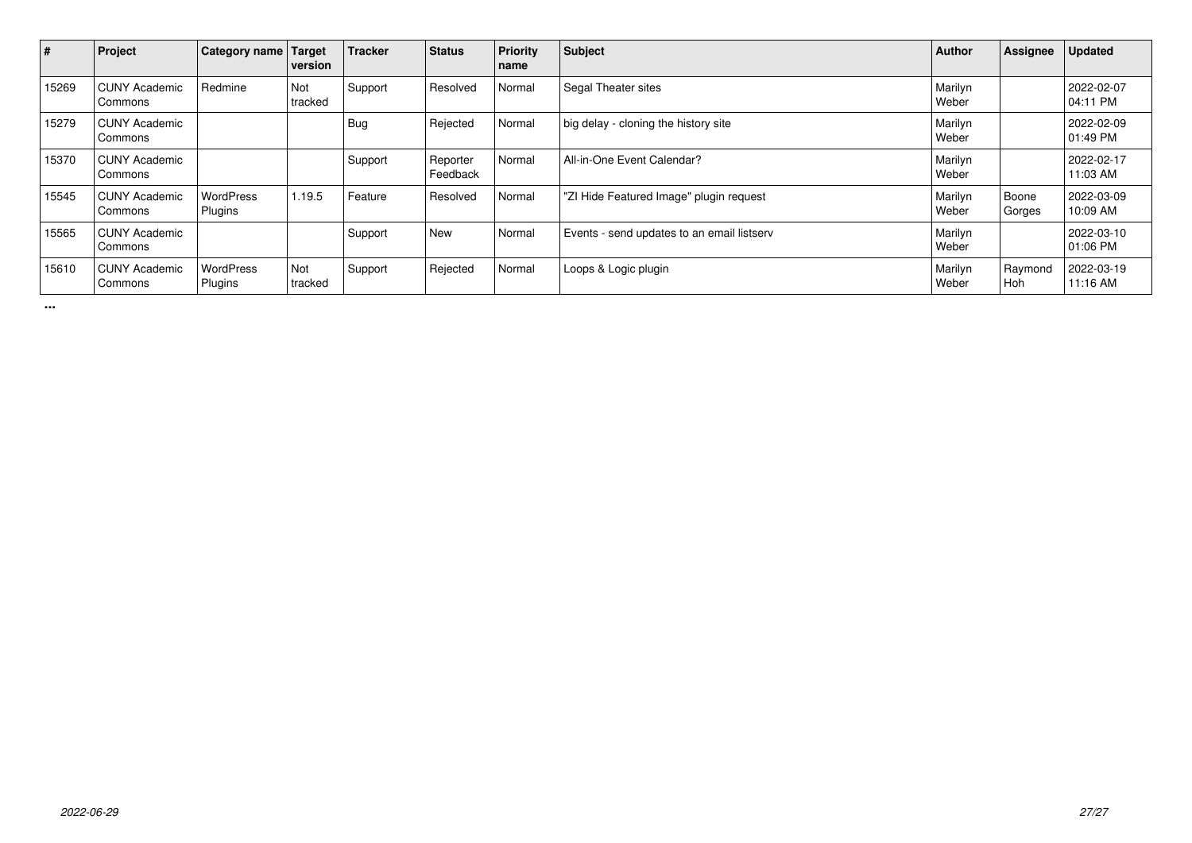| # | Project | Category name | Target version | Tracker | Status | Priority name | Subject | Author | Assignee | Updated |
|---|---|---|---|---|---|---|---|---|---|---|
| 15269 | CUNY Academic Commons | Redmine | Not tracked | Support | Resolved | Normal | Segal Theater sites | Marilyn Weber | | 2022-02-07 04:11 PM |
| 15279 | CUNY Academic Commons | | | Bug | Rejected | Normal | big delay - cloning the history site | Marilyn Weber | | 2022-02-09 01:49 PM |
| 15370 | CUNY Academic Commons | | | Support | Reporter Feedback | Normal | All-in-One Event Calendar? | Marilyn Weber | | 2022-02-17 11:03 AM |
| 15545 | CUNY Academic Commons | WordPress Plugins | 1.19.5 | Feature | Resolved | Normal | "ZI Hide Featured Image" plugin request | Marilyn Weber | Boone Gorges | 2022-03-09 10:09 AM |
| 15565 | CUNY Academic Commons | | | Support | New | Normal | Events - send updates to an email listserv | Marilyn Weber | | 2022-03-10 01:06 PM |
| 15610 | CUNY Academic Commons | WordPress Plugins | Not tracked | Support | Rejected | Normal | Loops & Logic plugin | Marilyn Weber | Raymond Hoh | 2022-03-19 11:16 AM |

...